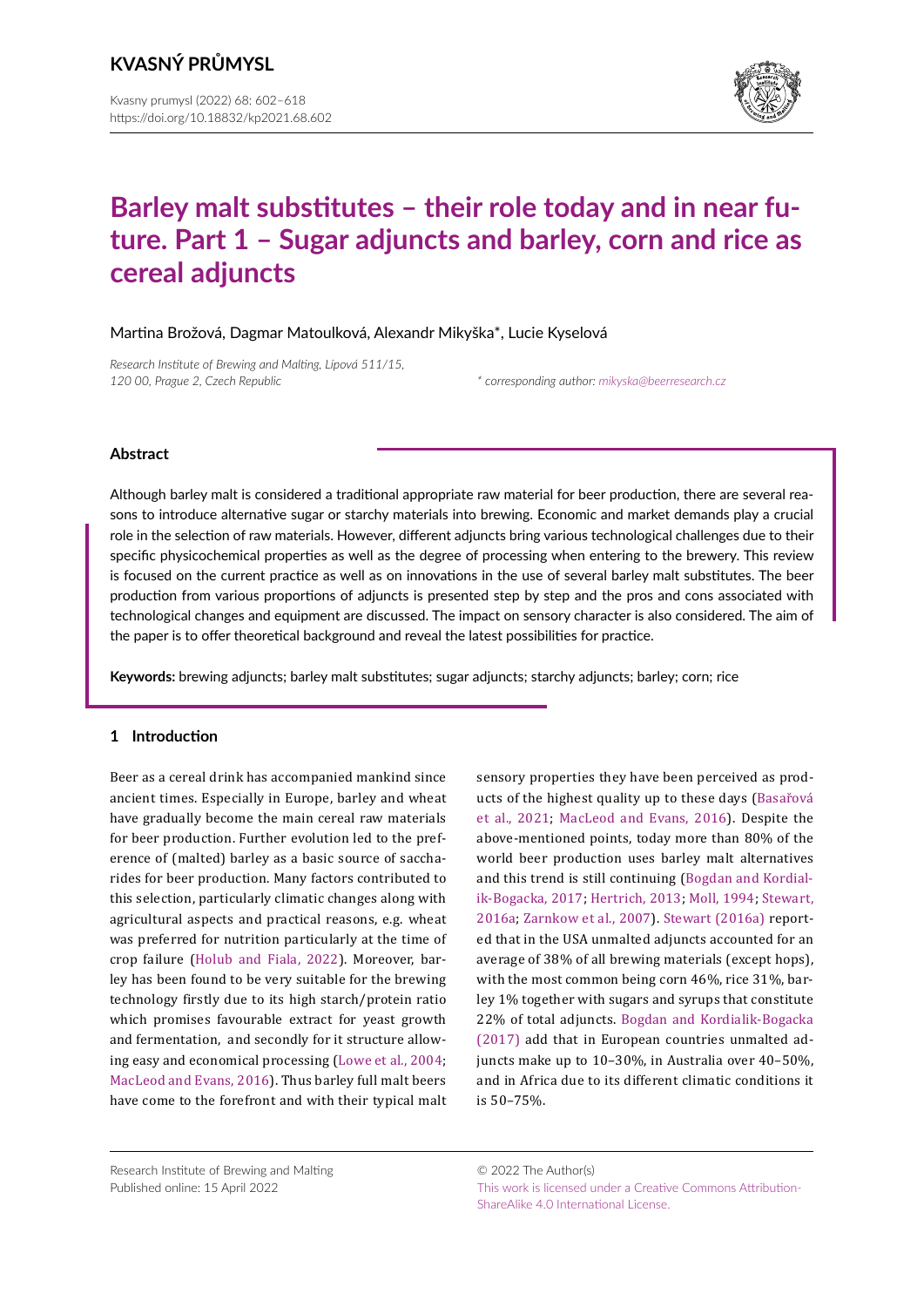# Barley malt substitutes – their role today and in near future. Part 1 – Sugar adjuncts and barley, corn and rice as cereal adjuncts

Martina Brožová, Dagmar Matoulková, Alexandr Mikyška*, Lucie Kyselová

*Research Institute of Brewing and Malting, Lípová 511/15, 120 00, Prague 2, Czech Republic*

*\* corresponding author: mikyska@beerresearch.cz*

## Abstract

Although barley malt is considered a traditional appropriate raw material for beer production, there are several reasons to introduce alternative sugar or starchy materials into brewing. Economic and market demands play a crucial role in the selection of raw materials. However, different adjuncts bring various technological challenges due to their specific physicochemical properties as well as the degree of processing when entering to the brewery. This review is focused on the current practice as well as on innovations in the use of several barley malt substitutes. The beer production from various proportions of adjuncts is presented step by step and the pros and cons associated with technological changes and equipment are discussed. The impact on sensory character is also considered. The aim of the paper is to offer theoretical background and reveal the latest possibilities for practice.

**Keywords:** brewing adjuncts; barley malt substitutes; sugar adjuncts; starchy adjuncts; barley; corn; rice

## 1 Introduction

Beer as a cereal drink has accompanied mankind since ancient times. Especially in Europe, barley and wheat have gradually become the main cereal raw materials for beer production. Further evolution led to the preference of (malted) barley as a basic source of saccharides for beer production. Many factors contributed to this selection, particularly climatic changes along with agricultural aspects and practical reasons, e.g. wheat was preferred for nutrition particularly at the time of crop failure (Holub and Fiala, 2022). Moreover, barley has been found to be very suitable for the brewing technology firstly due to its high starch/protein ratio which promises favourable extract for yeast growth and fermentation, and secondly for it structure allowing easy and economical processing (Lowe et al., 2004; MacLeod and Evans, 2016). Thus barley full malt beers have come to the forefront and with their typical malt sensory properties they have been perceived as products of the highest quality up to these days (Basařová et al., 2021; MacLeod and Evans, 2016). Despite the above-mentioned points, today more than 80% of the world beer production uses barley malt alternatives and this trend is still continuing (Bogdan and Kordialik-Bogacka, 2017; Hertrich, 2013; Moll, 1994; Stewart, 2016a; Zarnkow et al., 2007). Stewart (2016a) reported that in the USA unmalted adjuncts accounted for an average of 38% of all brewing materials (except hops), with the most common being corn 46%, rice 31%, barley 1% together with sugars and syrups that constitute 22% of total adjuncts. Bogdan and Kordialik-Bogacka (2017) add that in European countries unmalted adjuncts make up to 10–30%, in Australia over 40–50%, and in Africa due to its different climatic conditions it is 50–75%.

Research Institute of Brewing and Malting
Published online: 15 April 2022

© 2022 The Author(s)
This work is licensed under a Creative Commons Attribution-ShareAlike 4.0 International License.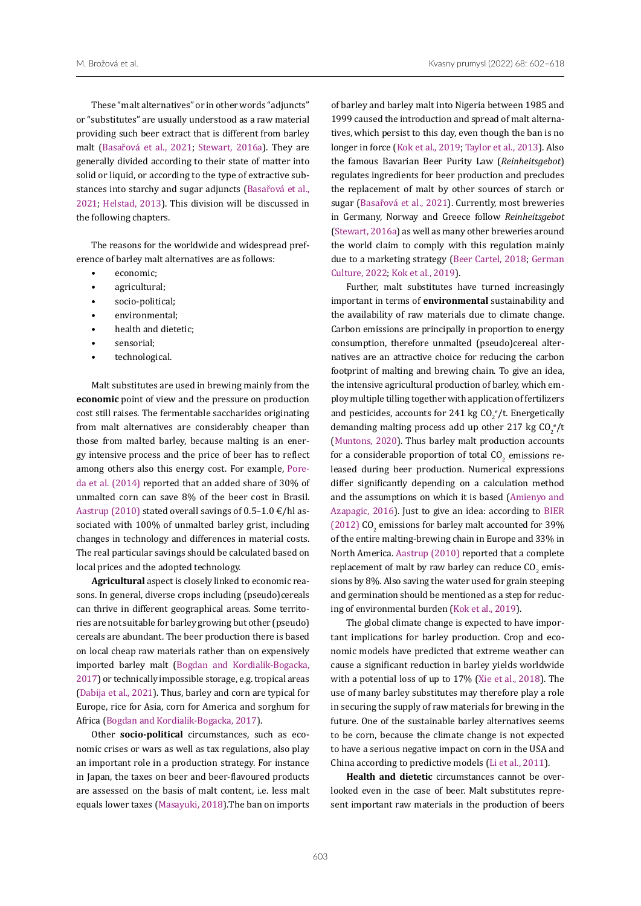These "malt alternatives" or in other words "adjuncts" or "substitutes" are usually understood as a raw material providing such beer extract that is different from barley malt (Basařová et al., 2021; Stewart, 2016a). They are generally divided according to their state of matter into solid or liquid, or according to the type of extractive substances into starchy and sugar adjuncts (Basařová et al., 2021; Helstad, 2013). This division will be discussed in the following chapters.

The reasons for the worldwide and widespread preference of barley malt alternatives are as follows:

- economic;
- agricultural;
- socio-political;
- environmental;
- health and dietetic;
- sensorial;
- technological.

Malt substitutes are used in brewing mainly from the **economic** point of view and the pressure on production cost still raises. The fermentable saccharides originating from malt alternatives are considerably cheaper than those from malted barley, because malting is an energy intensive process and the price of beer has to reflect among others also this energy cost. For example, Poreda et al. (2014) reported that an added share of 30% of unmalted corn can save 8% of the beer cost in Brasil. Aastrup (2010) stated overall savings of 0.5–1.0 €/hl associated with 100% of unmalted barley grist, including changes in technology and differences in material costs. The real particular savings should be calculated based on local prices and the adopted technology.

**Agricultural** aspect is closely linked to economic reasons. In general, diverse crops including (pseudo)cereals can thrive in different geographical areas. Some territories are not suitable for barley growing but other (pseudo) cereals are abundant. The beer production there is based on local cheap raw materials rather than on expensively imported barley malt (Bogdan and Kordialik-Bogacka, 2017) or technically impossible storage, e.g. tropical areas (Dabija et al., 2021). Thus, barley and corn are typical for Europe, rice for Asia, corn for America and sorghum for Africa (Bogdan and Kordialik-Bogacka, 2017).

Other **socio-political** circumstances, such as economic crises or wars as well as tax regulations, also play an important role in a production strategy. For instance in Japan, the taxes on beer and beer-flavoured products are assessed on the basis of malt content, i.e. less malt equals lower taxes (Masayuki, 2018).The ban on imports of barley and barley malt into Nigeria between 1985 and 1999 caused the introduction and spread of malt alternatives, which persist to this day, even though the ban is no longer in force (Kok et al., 2019; Taylor et al., 2013). Also the famous Bavarian Beer Purity Law (*Reinheitsgebot*) regulates ingredients for beer production and precludes the replacement of malt by other sources of starch or sugar (Basařová et al., 2021). Currently, most breweries in Germany, Norway and Greece follow *Reinheitsgebot* (Stewart, 2016a) as well as many other breweries around the world claim to comply with this regulation mainly due to a marketing strategy (Beer Cartel, 2018; German Culture, 2022; Kok et al., 2019).

Further, malt substitutes have turned increasingly important in terms of **environmental** sustainability and the availability of raw materials due to climate change. Carbon emissions are principally in proportion to energy consumption, therefore unmalted (pseudo)cereal alternatives are an attractive choice for reducing the carbon footprint of malting and brewing chain. To give an idea, the intensive agricultural production of barley, which employ multiple tilling together with application of fertilizers and pesticides, accounts for 241 kg $CO_2^{e}$/t. Energetically demanding malting process add up other 217 kg $CO_2^{e}$/t (Muntons, 2020). Thus barley malt production accounts for a considerable proportion of total $CO_2$ emissions released during beer production. Numerical expressions differ significantly depending on a calculation method and the assumptions on which it is based (Amienyo and Azapagic, 2016). Just to give an idea: according to BIER (2012) $CO_2$ emissions for barley malt accounted for 39% of the entire malting-brewing chain in Europe and 33% in North America. Aastrup (2010) reported that a complete replacement of malt by raw barley can reduce $CO_2$ emissions by 8%. Also saving the water used for grain steeping and germination should be mentioned as a step for reducing of environmental burden (Kok et al., 2019).

The global climate change is expected to have important implications for barley production. Crop and economic models have predicted that extreme weather can cause a significant reduction in barley yields worldwide with a potential loss of up to 17% (Xie et al., 2018). The use of many barley substitutes may therefore play a role in securing the supply of raw materials for brewing in the future. One of the sustainable barley alternatives seems to be corn, because the climate change is not expected to have a serious negative impact on corn in the USA and China according to predictive models (Li et al., 2011).

**Health and dietetic** circumstances cannot be overlooked even in the case of beer. Malt substitutes represent important raw materials in the production of beers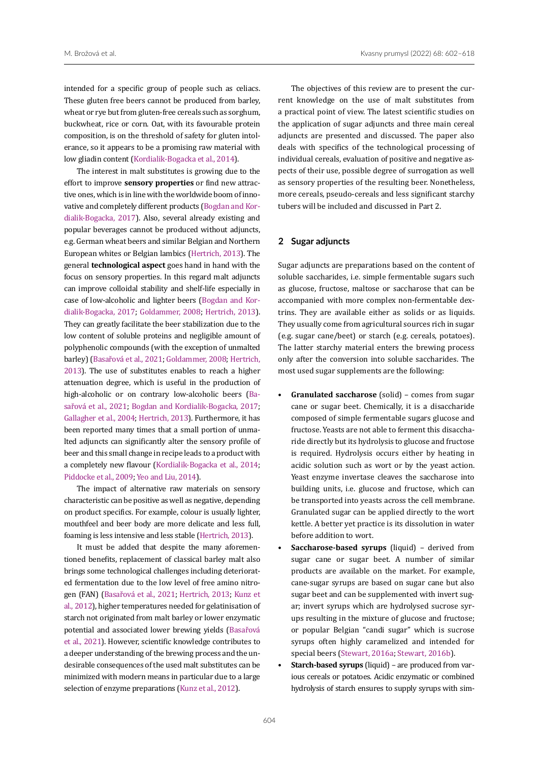intended for a specific group of people such as celiacs. These gluten free beers cannot be produced from barley, wheat or rye but from gluten-free cereals such as sorghum, buckwheat, rice or corn. Oat, with its favourable protein composition, is on the threshold of safety for gluten intolerance, so it appears to be a promising raw material with low gliadin content (Kordialik-Bogacka et al., 2014).

The interest in malt substitutes is growing due to the effort to improve **sensory properties** or find new attractive ones, which is in line with the worldwide boom of innovative and completely different products (Bogdan and Kordialik-Bogacka, 2017). Also, several already existing and popular beverages cannot be produced without adjuncts, e.g. German wheat beers and similar Belgian and Northern European whites or Belgian lambics (Hertrich, 2013). The general **technological aspect** goes hand in hand with the focus on sensory properties. In this regard malt adjuncts can improve colloidal stability and shelf-life especially in case of low-alcoholic and lighter beers (Bogdan and Kordialik-Bogacka, 2017; Goldammer, 2008; Hertrich, 2013). They can greatly facilitate the beer stabilization due to the low content of soluble proteins and negligible amount of polyphenolic compounds (with the exception of unmalted barley) (Basařová et al., 2021; Goldammer, 2008; Hertrich, 2013). The use of substitutes enables to reach a higher attenuation degree, which is useful in the production of high-alcoholic or on contrary low-alcoholic beers (Basařová et al., 2021; Bogdan and Kordialik-Bogacka, 2017; Gallagher et al., 2004; Hertrich, 2013). Furthermore, it has been reported many times that a small portion of unmalted adjuncts can significantly alter the sensory profile of beer and this small change in recipe leads to a product with a completely new flavour (Kordialik-Bogacka et al., 2014; Piddocke et al., 2009; Yeo and Liu, 2014).

The impact of alternative raw materials on sensory characteristic can be positive as well as negative, depending on product specifics. For example, colour is usually lighter, mouthfeel and beer body are more delicate and less full, foaming is less intensive and less stable (Hertrich, 2013).

It must be added that despite the many aforementioned benefits, replacement of classical barley malt also brings some technological challenges including deteriorated fermentation due to the low level of free amino nitrogen (FAN) (Basařová et al., 2021; Hertrich, 2013; Kunz et al., 2012), higher temperatures needed for gelatinisation of starch not originated from malt barley or lower enzymatic potential and associated lower brewing yields (Basařová et al., 2021). However, scientific knowledge contributes to a deeper understanding of the brewing process and the undesirable consequences of the used malt substitutes can be minimized with modern means in particular due to a large selection of enzyme preparations (Kunz et al., 2012).

The objectives of this review are to present the current knowledge on the use of malt substitutes from a practical point of view. The latest scientific studies on the application of sugar adjuncts and three main cereal adjuncts are presented and discussed. The paper also deals with specifics of the technological processing of individual cereals, evaluation of positive and negative aspects of their use, possible degree of surrogation as well as sensory properties of the resulting beer. Nonetheless, more cereals, pseudo-cereals and less significant starchy tubers will be included and discussed in Part 2.

## 2 Sugar adjuncts

Sugar adjuncts are preparations based on the content of soluble saccharides, i.e. simple fermentable sugars such as glucose, fructose, maltose or saccharose that can be accompanied with more complex non-fermentable dextrins. They are available either as solids or as liquids. They usually come from agricultural sources rich in sugar (e.g. sugar cane/beet) or starch (e.g. cereals, potatoes). The latter starchy material enters the brewing process only after the conversion into soluble saccharides. The most used sugar supplements are the following:

- **Granulated saccharose** (solid) – comes from sugar cane or sugar beet. Chemically, it is a disaccharide composed of simple fermentable sugars glucose and fructose. Yeasts are not able to ferment this disaccharide directly but its hydrolysis to glucose and fructose is required. Hydrolysis occurs either by heating in acidic solution such as wort or by the yeast action. Yeast enzyme invertase cleaves the saccharose into building units, i.e. glucose and fructose, which can be transported into yeasts across the cell membrane. Granulated sugar can be applied directly to the wort kettle. A better yet practice is its dissolution in water before addition to wort.
- **Saccharose-based syrups** (liquid) – derived from sugar cane or sugar beet. A number of similar products are available on the market. For example, cane-sugar syrups are based on sugar cane but also sugar beet and can be supplemented with invert sugar; invert syrups which are hydrolysed sucrose syrups resulting in the mixture of glucose and fructose; or popular Belgian "candi sugar" which is sucrose syrups often highly caramelized and intended for special beers (Stewart, 2016a; Stewart, 2016b).
- **Starch-based syrups** (liquid) – are produced from various cereals or potatoes. Acidic enzymatic or combined hydrolysis of starch ensures to supply syrups with sim-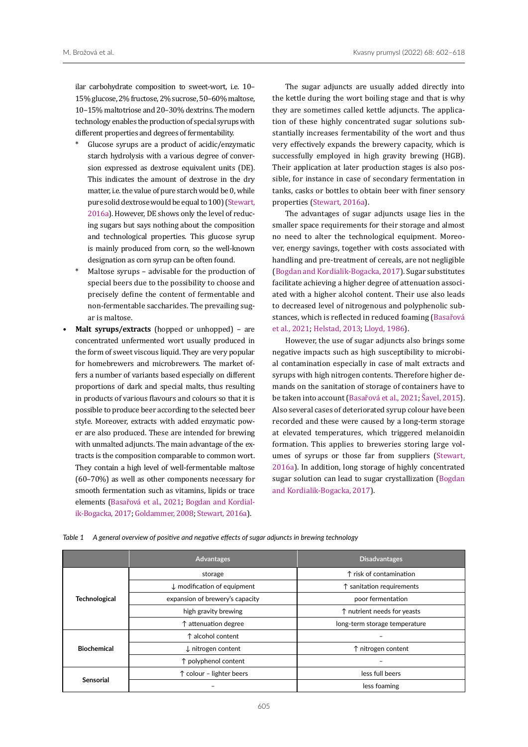ilar carbohydrate composition to sweet-wort, i.e. 10–15% glucose, 2% fructose, 2% sucrose, 50–60% maltose, 10–15% maltotriose and 20–30% dextrins. The modern technology enables the production of special syrups with different properties and degrees of fermentability.

- * Glucose syrups are a product of acidic/enzymatic starch hydrolysis with a various degree of conversion expressed as dextrose equivalent units (DE). This indicates the amount of dextrose in the dry matter, i.e. the value of pure starch would be 0, while pure solid dextrose would be equal to 100) (Stewart, 2016a). However, DE shows only the level of reducing sugars but says nothing about the composition and technological properties. This glucose syrup is mainly produced from corn, so the well-known designation as corn syrup can be often found.
- * Maltose syrups – advisable for the production of special beers due to the possibility to choose and precisely define the content of fermentable and non-fermentable saccharides. The prevailing sugar is maltose.

- **Malt syrups/extracts** (hopped or unhopped) – are concentrated unfermented wort usually produced in the form of sweet viscous liquid. They are very popular for homebrewers and microbrewers. The market offers a number of variants based especially on different proportions of dark and special malts, thus resulting in products of various flavours and colours so that it is possible to produce beer according to the selected beer style. Moreover, extracts with added enzymatic power are also produced. These are intended for brewing with unmalted adjuncts. The main advantage of the extracts is the composition comparable to common wort. They contain a high level of well-fermentable maltose (60–70%) as well as other components necessary for smooth fermentation such as vitamins, lipids or trace elements (Basařová et al., 2021; Bogdan and Kordialik-Bogacka, 2017; Goldammer, 2008; Stewart, 2016a).

The sugar adjuncts are usually added directly into the kettle during the wort boiling stage and that is why they are sometimes called kettle adjuncts. The application of these highly concentrated sugar solutions substantially increases fermentability of the wort and thus very effectively expands the brewery capacity, which is successfully employed in high gravity brewing (HGB). Their application at later production stages is also possible, for instance in case of secondary fermentation in tanks, casks or bottles to obtain beer with finer sensory properties (Stewart, 2016a).

The advantages of sugar adjuncts usage lies in the smaller space requirements for their storage and almost no need to alter the technological equipment. Moreover, energy savings, together with costs associated with handling and pre-treatment of cereals, are not negligible (Bogdan and Kordialik-Bogacka, 2017). Sugar substitutes facilitate achieving a higher degree of attenuation associated with a higher alcohol content. Their use also leads to decreased level of nitrogenous and polyphenolic substances, which is reflected in reduced foaming (Basařová et al., 2021; Helstad, 2013; Lloyd, 1986).

However, the use of sugar adjuncts also brings some negative impacts such as high susceptibility to microbial contamination especially in case of malt extracts and syrups with high nitrogen contents. Therefore higher demands on the sanitation of storage of containers have to be taken into account (Basařová et al., 2021; Šavel, 2015). Also several cases of deteriorated syrup colour have been recorded and these were caused by a long-term storage at elevated temperatures, which triggered melanoidin formation. This applies to breweries storing large volumes of syrups or those far from suppliers (Stewart, 2016a). In addition, long storage of highly concentrated sugar solution can lead to sugar crystallization (Bogdan and Kordialik-Bogacka, 2017).

*Table 1 A general overview of positive and negative effects of sugar adjuncts in brewing technology*

| | Advantages | Disadvantages |
|---|---|---|
| **Technological** | storage | ↑ risk of contamination |
| | ↓ modification of equipment | ↑ sanitation requirements |
| | expansion of brewery's capacity | poor fermentation |
| | high gravity brewing | ↑ nutrient needs for yeasts |
| | ↑ attenuation degree | long-term storage temperature |
| **Biochemical** | ↑ alcohol content | – |
| | ↓ nitrogen content | ↑ nitrogen content |
| | ↑ polyphenol content | – |
| **Sensorial** | ↑ colour – lighter beers | less full beers |
| | – | less foaming |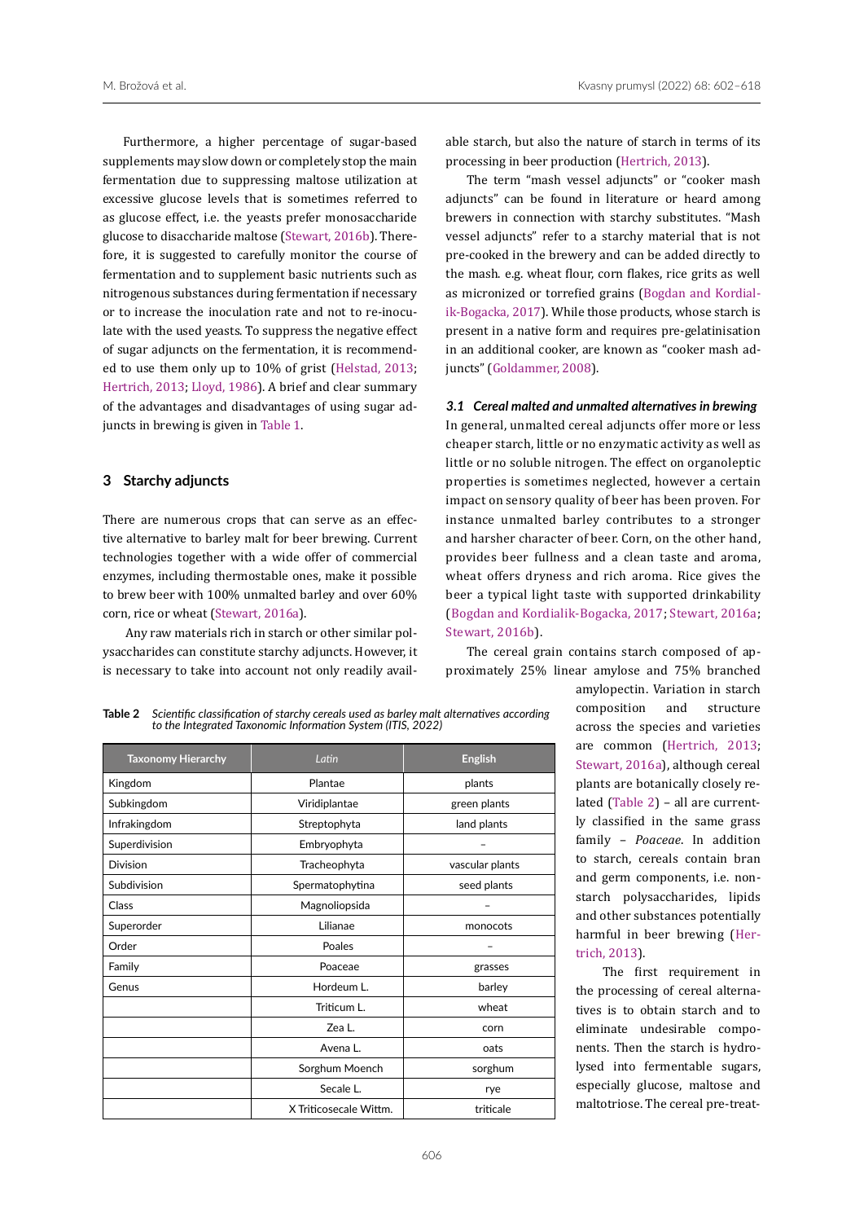Furthermore, a higher percentage of sugar-based supplements may slow down or completely stop the main fermentation due to suppressing maltose utilization at excessive glucose levels that is sometimes referred to as glucose effect, i.e. the yeasts prefer monosaccharide glucose to disaccharide maltose (Stewart, 2016b). Therefore, it is suggested to carefully monitor the course of fermentation and to supplement basic nutrients such as nitrogenous substances during fermentation if necessary or to increase the inoculation rate and not to re-inoculate with the used yeasts. To suppress the negative effect of sugar adjuncts on the fermentation, it is recommended to use them only up to 10% of grist (Helstad, 2013; Hertrich, 2013; Lloyd, 1986). A brief and clear summary of the advantages and disadvantages of using sugar adjuncts in brewing is given in Table 1.

## 3 Starchy adjuncts

There are numerous crops that can serve as an effective alternative to barley malt for beer brewing. Current technologies together with a wide offer of commercial enzymes, including thermostable ones, make it possible to brew beer with 100% unmalted barley and over 60% corn, rice or wheat (Stewart, 2016a).

Any raw materials rich in starch or other similar polysaccharides can constitute starchy adjuncts. However, it is necessary to take into account not only readily available starch, but also the nature of starch in terms of its processing in beer production (Hertrich, 2013).

The term "mash vessel adjuncts" or "cooker mash adjuncts" can be found in literature or heard among brewers in connection with starchy substitutes. "Mash vessel adjuncts" refer to a starchy material that is not pre-cooked in the brewery and can be added directly to the mash. e.g. wheat flour, corn flakes, rice grits as well as micronized or torrefied grains (Bogdan and Kordialik-Bogacka, 2017). While those products, whose starch is present in a native form and requires pre-gelatinisation in an additional cooker, are known as "cooker mash adjuncts" (Goldammer, 2008).

### 3.1 *Cereal malted and unmalted alternatives in brewing*

In general, unmalted cereal adjuncts offer more or less cheaper starch, little or no enzymatic activity as well as little or no soluble nitrogen. The effect on organoleptic properties is sometimes neglected, however a certain impact on sensory quality of beer has been proven. For instance unmalted barley contributes to a stronger and harsher character of beer. Corn, on the other hand, provides beer fullness and a clean taste and aroma, wheat offers dryness and rich aroma. Rice gives the beer a typical light taste with supported drinkability (Bogdan and Kordialik-Bogacka, 2017; Stewart, 2016a; Stewart, 2016b).

The cereal grain contains starch composed of approximately 25% linear amylose and 75% branched amylopectin. Variation in starch composition and structure across the species and varieties are common (Hertrich, 2013; Stewart, 2016a), although cereal plants are botanically closely related (Table 2) – all are currently classified in the same grass family – *Poaceae*. In addition to starch, cereals contain bran and germ components, i.e. non-starch polysaccharides, lipids and other substances potentially harmful in beer brewing (Hertrich, 2013).

The first requirement in the processing of cereal alternatives is to obtain starch and to eliminate undesirable components. Then the starch is hydrolysed into fermentable sugars, especially glucose, maltose and maltotriose. The cereal pre-treat-

**Table 2** *Scientific classification of starchy cereals used as barley malt alternatives according to the Integrated Taxonomic Information System (ITIS, 2022)*

| Taxonomy Hierarchy | *Latin* | English |
|---|---|---|
| Kingdom | Plantae | plants |
| Subkingdom | Viridiplantae | green plants |
| Infrakingdom | Streptophyta | land plants |
| Superdivision | Embryophyta | – |
| Division | Tracheophyta | vascular plants |
| Subdivision | Spermatophytina | seed plants |
| Class | Magnoliopsida | – |
| Superorder | Lilianae | monocots |
| Order | Poales | – |
| Family | Poaceae | grasses |
| Genus | Hordeum L. | barley |
| | Triticum L. | wheat |
| | Zea L. | corn |
| | Avena L. | oats |
| | Sorghum Moench | sorghum |
| | Secale L. | rye |
| | X Triticosecale Wittm. | triticale |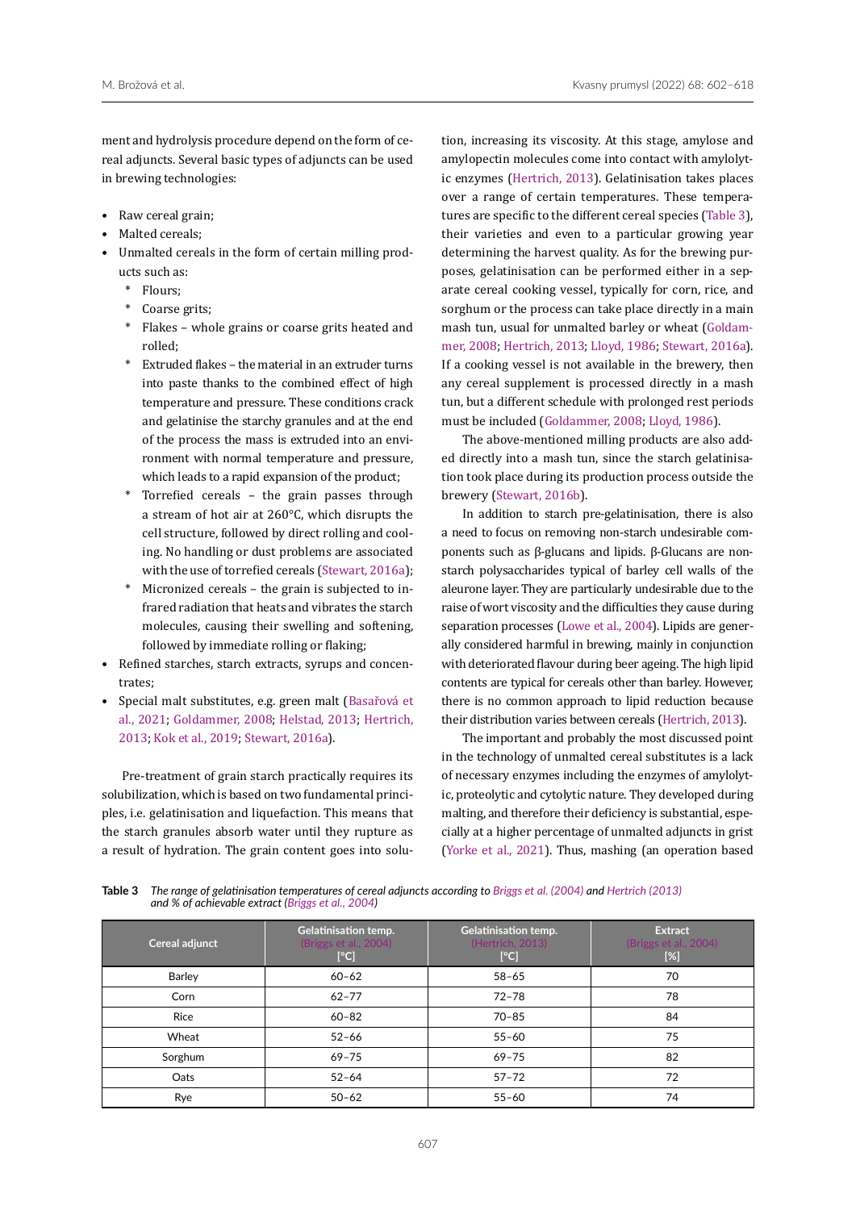ment and hydrolysis procedure depend on the form of cereal adjuncts. Several basic types of adjuncts can be used in brewing technologies:

- Raw cereal grain;
- Malted cereals;
- Unmalted cereals in the form of certain milling products such as:
  - Flours;
  - Coarse grits;
  - Flakes – whole grains or coarse grits heated and rolled;
  - Extruded flakes – the material in an extruder turns into paste thanks to the combined effect of high temperature and pressure. These conditions crack and gelatinise the starchy granules and at the end of the process the mass is extruded into an environment with normal temperature and pressure, which leads to a rapid expansion of the product;
  - Torrefied cereals – the grain passes through a stream of hot air at 260°C, which disrupts the cell structure, followed by direct rolling and cooling. No handling or dust problems are associated with the use of torrefied cereals (Stewart, 2016a);
  - Micronized cereals – the grain is subjected to infrared radiation that heats and vibrates the starch molecules, causing their swelling and softening, followed by immediate rolling or flaking;
- Refined starches, starch extracts, syrups and concentrates;
- Special malt substitutes, e.g. green malt (Basařová et al., 2021; Goldammer, 2008; Helstad, 2013; Hertrich, 2013; Kok et al., 2019; Stewart, 2016a).

Pre-treatment of grain starch practically requires its solubilization, which is based on two fundamental principles, i.e. gelatinisation and liquefaction. This means that the starch granules absorb water until they rupture as a result of hydration. The grain content goes into solution, increasing its viscosity. At this stage, amylose and amylopectin molecules come into contact with amylolytic enzymes (Hertrich, 2013). Gelatinisation takes places over a range of certain temperatures. These temperatures are specific to the different cereal species (Table 3), their varieties and even to a particular growing year determining the harvest quality. As for the brewing purposes, gelatinisation can be performed either in a separate cereal cooking vessel, typically for corn, rice, and sorghum or the process can take place directly in a main mash tun, usual for unmalted barley or wheat (Goldammer, 2008; Hertrich, 2013; Lloyd, 1986; Stewart, 2016a). If a cooking vessel is not available in the brewery, then any cereal supplement is processed directly in a mash tun, but a different schedule with prolonged rest periods must be included (Goldammer, 2008; Lloyd, 1986).

The above-mentioned milling products are also added directly into a mash tun, since the starch gelatinisation took place during its production process outside the brewery (Stewart, 2016b).

In addition to starch pre-gelatinisation, there is also a need to focus on removing non-starch undesirable components such as β-glucans and lipids. β-Glucans are non-starch polysaccharides typical of barley cell walls of the aleurone layer. They are particularly undesirable due to the raise of wort viscosity and the difficulties they cause during separation processes (Lowe et al., 2004). Lipids are generally considered harmful in brewing, mainly in conjunction with deteriorated flavour during beer ageing. The high lipid contents are typical for cereals other than barley. However, there is no common approach to lipid reduction because their distribution varies between cereals (Hertrich, 2013).

The important and probably the most discussed point in the technology of unmalted cereal substitutes is a lack of necessary enzymes including the enzymes of amylolytic, proteolytic and cytolytic nature. They developed during malting, and therefore their deficiency is substantial, especially at a higher percentage of unmalted adjuncts in grist (Yorke et al., 2021). Thus, mashing (an operation based

**Table 3** *The range of gelatinisation temperatures of cereal adjuncts according to Briggs et al. (2004) and Hertrich (2013) and % of achievable extract (Briggs et al., 2004)*

| Cereal adjunct | Gelatinisation temp. (Briggs et al., 2004) [°C] | Gelatinisation temp. (Hertrich, 2013) [°C] | Extract (Briggs et al., 2004) [%] |
|---|---|---|---|
| Barley | 60–62 | 58–65 | 70 |
| Corn | 62–77 | 72–78 | 78 |
| Rice | 60–82 | 70–85 | 84 |
| Wheat | 52–66 | 55–60 | 75 |
| Sorghum | 69–75 | 69–75 | 82 |
| Oats | 52–64 | 57–72 | 72 |
| Rye | 50–62 | 55–60 | 74 |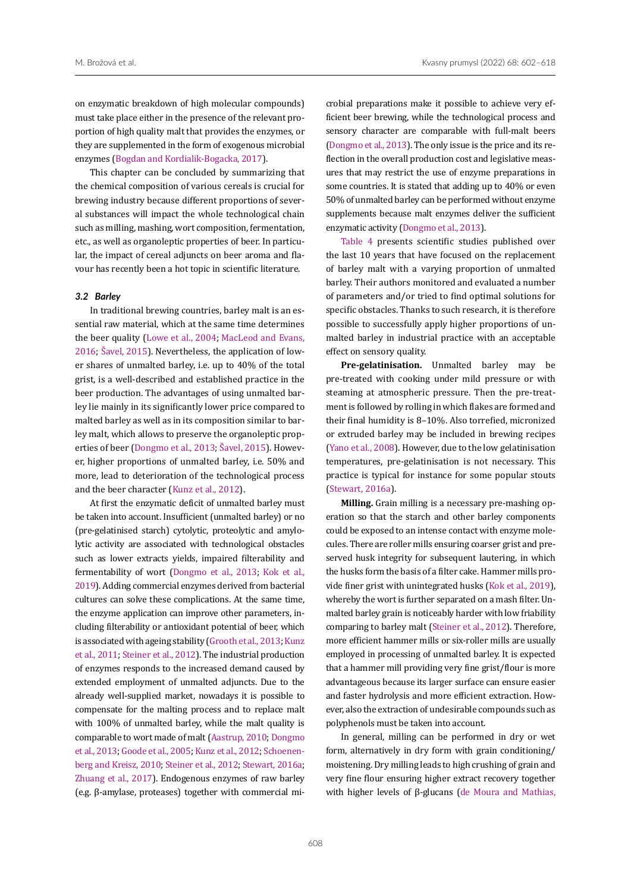on enzymatic breakdown of high molecular compounds) must take place either in the presence of the relevant proportion of high quality malt that provides the enzymes, or they are supplemented in the form of exogenous microbial enzymes (Bogdan and Kordialik-Bogacka, 2017).

This chapter can be concluded by summarizing that the chemical composition of various cereals is crucial for brewing industry because different proportions of several substances will impact the whole technological chain such as milling, mashing, wort composition, fermentation, etc., as well as organoleptic properties of beer. In particular, the impact of cereal adjuncts on beer aroma and flavour has recently been a hot topic in scientific literature.

### *3.2 Barley*

In traditional brewing countries, barley malt is an essential raw material, which at the same time determines the beer quality (Lowe et al., 2004; MacLeod and Evans, 2016; Šavel, 2015). Nevertheless, the application of lower shares of unmalted barley, i.e. up to 40% of the total grist, is a well-described and established practice in the beer production. The advantages of using unmalted barley lie mainly in its significantly lower price compared to malted barley as well as in its composition similar to barley malt, which allows to preserve the organoleptic properties of beer (Dongmo et al., 2013; Šavel, 2015). However, higher proportions of unmalted barley, i.e. 50% and more, lead to deterioration of the technological process and the beer character (Kunz et al., 2012).

At first the enzymatic deficit of unmalted barley must be taken into account. Insufficient (unmalted barley) or no (pre-gelatinised starch) cytolytic, proteolytic and amylolytic activity are associated with technological obstacles such as lower extracts yields, impaired filterability and fermentability of wort (Dongmo et al., 2013; Kok et al., 2019). Adding commercial enzymes derived from bacterial cultures can solve these complications. At the same time, the enzyme application can improve other parameters, including filterability or antioxidant potential of beer, which is associated with ageing stability (Grooth et al., 2013; Kunz et al., 2011; Steiner et al., 2012). The industrial production of enzymes responds to the increased demand caused by extended employment of unmalted adjuncts. Due to the already well-supplied market, nowadays it is possible to compensate for the malting process and to replace malt with 100% of unmalted barley, while the malt quality is comparable to wort made of malt (Aastrup, 2010; Dongmo et al., 2013; Goode et al., 2005; Kunz et al., 2012; Schoenenberg and Kreisz, 2010; Steiner et al., 2012; Stewart, 2016a; Zhuang et al., 2017). Endogenous enzymes of raw barley (e.g. β-amylase, proteases) together with commercial microbial preparations make it possible to achieve very efficient beer brewing, while the technological process and sensory character are comparable with full-malt beers (Dongmo et al., 2013). The only issue is the price and its reflection in the overall production cost and legislative measures that may restrict the use of enzyme preparations in some countries. It is stated that adding up to 40% or even 50% of unmalted barley can be performed without enzyme supplements because malt enzymes deliver the sufficient enzymatic activity (Dongmo et al., 2013).

Table 4 presents scientific studies published over the last 10 years that have focused on the replacement of barley malt with a varying proportion of unmalted barley. Their authors monitored and evaluated a number of parameters and/or tried to find optimal solutions for specific obstacles. Thanks to such research, it is therefore possible to successfully apply higher proportions of unmalted barley in industrial practice with an acceptable effect on sensory quality.

**Pre-gelatinisation.** Unmalted barley may be pre-treated with cooking under mild pressure or with steaming at atmospheric pressure. Then the pre-treatment is followed by rolling in which flakes are formed and their final humidity is 8–10%. Also torrefied, micronized or extruded barley may be included in brewing recipes (Yano et al., 2008). However, due to the low gelatinisation temperatures, pre-gelatinisation is not necessary. This practice is typical for instance for some popular stouts (Stewart, 2016a).

**Milling.** Grain milling is a necessary pre-mashing operation so that the starch and other barley components could be exposed to an intense contact with enzyme molecules. There are roller mills ensuring coarser grist and preserved husk integrity for subsequent lautering, in which the husks form the basis of a filter cake. Hammer mills provide finer grist with unintegrated husks (Kok et al., 2019), whereby the wort is further separated on a mash filter. Unmalted barley grain is noticeably harder with low friability comparing to barley malt (Steiner et al., 2012). Therefore, more efficient hammer mills or six-roller mills are usually employed in processing of unmalted barley. It is expected that a hammer mill providing very fine grist/flour is more advantageous because its larger surface can ensure easier and faster hydrolysis and more efficient extraction. However, also the extraction of undesirable compounds such as polyphenols must be taken into account.

In general, milling can be performed in dry or wet form, alternatively in dry form with grain conditioning/moistening. Dry milling leads to high crushing of grain and very fine flour ensuring higher extract recovery together with higher levels of β-glucans (de Moura and Mathias,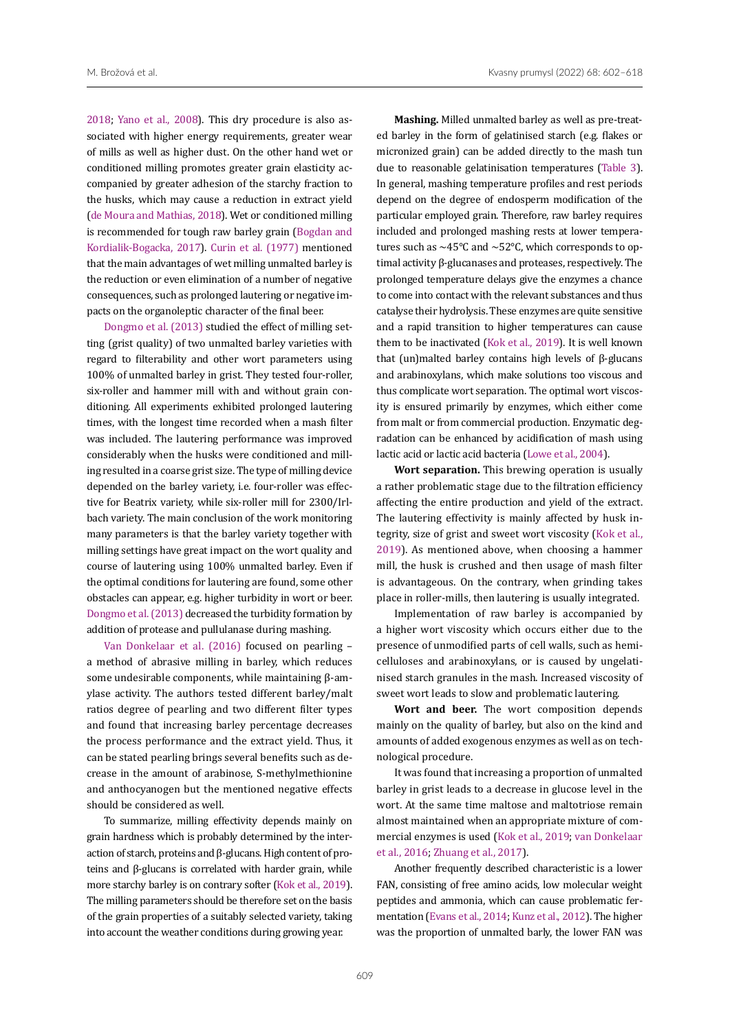2018; Yano et al., 2008). This dry procedure is also associated with higher energy requirements, greater wear of mills as well as higher dust. On the other hand wet or conditioned milling promotes greater grain elasticity accompanied by greater adhesion of the starchy fraction to the husks, which may cause a reduction in extract yield (de Moura and Mathias, 2018). Wet or conditioned milling is recommended for tough raw barley grain (Bogdan and Kordialik-Bogacka, 2017). Curin et al. (1977) mentioned that the main advantages of wet milling unmalted barley is the reduction or even elimination of a number of negative consequences, such as prolonged lautering or negative impacts on the organoleptic character of the final beer.

Dongmo et al. (2013) studied the effect of milling setting (grist quality) of two unmalted barley varieties with regard to filterability and other wort parameters using 100% of unmalted barley in grist. They tested four-roller, six-roller and hammer mill with and without grain conditioning. All experiments exhibited prolonged lautering times, with the longest time recorded when a mash filter was included. The lautering performance was improved considerably when the husks were conditioned and milling resulted in a coarse grist size. The type of milling device depended on the barley variety, i.e. four-roller was effective for Beatrix variety, while six-roller mill for 2300/Irlbach variety. The main conclusion of the work monitoring many parameters is that the barley variety together with milling settings have great impact on the wort quality and course of lautering using 100% unmalted barley. Even if the optimal conditions for lautering are found, some other obstacles can appear, e.g. higher turbidity in wort or beer. Dongmo et al. (2013) decreased the turbidity formation by addition of protease and pullulanase during mashing.

Van Donkelaar et al. (2016) focused on pearling – a method of abrasive milling in barley, which reduces some undesirable components, while maintaining β-amylase activity. The authors tested different barley/malt ratios degree of pearling and two different filter types and found that increasing barley percentage decreases the process performance and the extract yield. Thus, it can be stated pearling brings several benefits such as decrease in the amount of arabinose, S-methylmethionine and anthocyanogen but the mentioned negative effects should be considered as well.

To summarize, milling effectivity depends mainly on grain hardness which is probably determined by the interaction of starch, proteins and β-glucans. High content of proteins and β-glucans is correlated with harder grain, while more starchy barley is on contrary softer (Kok et al., 2019). The milling parameters should be therefore set on the basis of the grain properties of a suitably selected variety, taking into account the weather conditions during growing year.

**Mashing.** Milled unmalted barley as well as pre-treated barley in the form of gelatinised starch (e.g. flakes or micronized grain) can be added directly to the mash tun due to reasonable gelatinisation temperatures (Table 3). In general, mashing temperature profiles and rest periods depend on the degree of endosperm modification of the particular employed grain. Therefore, raw barley requires included and prolonged mashing rests at lower temperatures such as ~45°C and ~52°C, which corresponds to optimal activity β-glucanases and proteases, respectively. The prolonged temperature delays give the enzymes a chance to come into contact with the relevant substances and thus catalyse their hydrolysis. These enzymes are quite sensitive and a rapid transition to higher temperatures can cause them to be inactivated (Kok et al., 2019). It is well known that (un)malted barley contains high levels of β-glucans and arabinoxylans, which make solutions too viscous and thus complicate wort separation. The optimal wort viscosity is ensured primarily by enzymes, which either come from malt or from commercial production. Enzymatic degradation can be enhanced by acidification of mash using lactic acid or lactic acid bacteria (Lowe et al., 2004).

**Wort separation.** This brewing operation is usually a rather problematic stage due to the filtration efficiency affecting the entire production and yield of the extract. The lautering effectivity is mainly affected by husk integrity, size of grist and sweet wort viscosity (Kok et al., 2019). As mentioned above, when choosing a hammer mill, the husk is crushed and then usage of mash filter is advantageous. On the contrary, when grinding takes place in roller-mills, then lautering is usually integrated.

Implementation of raw barley is accompanied by a higher wort viscosity which occurs either due to the presence of unmodified parts of cell walls, such as hemicelluloses and arabinoxylans, or is caused by ungelatinised starch granules in the mash. Increased viscosity of sweet wort leads to slow and problematic lautering.

**Wort and beer.** The wort composition depends mainly on the quality of barley, but also on the kind and amounts of added exogenous enzymes as well as on technological procedure.

It was found that increasing a proportion of unmalted barley in grist leads to a decrease in glucose level in the wort. At the same time maltose and maltotriose remain almost maintained when an appropriate mixture of commercial enzymes is used (Kok et al., 2019; van Donkelaar et al., 2016; Zhuang et al., 2017).

Another frequently described characteristic is a lower FAN, consisting of free amino acids, low molecular weight peptides and ammonia, which can cause problematic fermentation (Evans et al., 2014; Kunz et al., 2012). The higher was the proportion of unmalted barly, the lower FAN was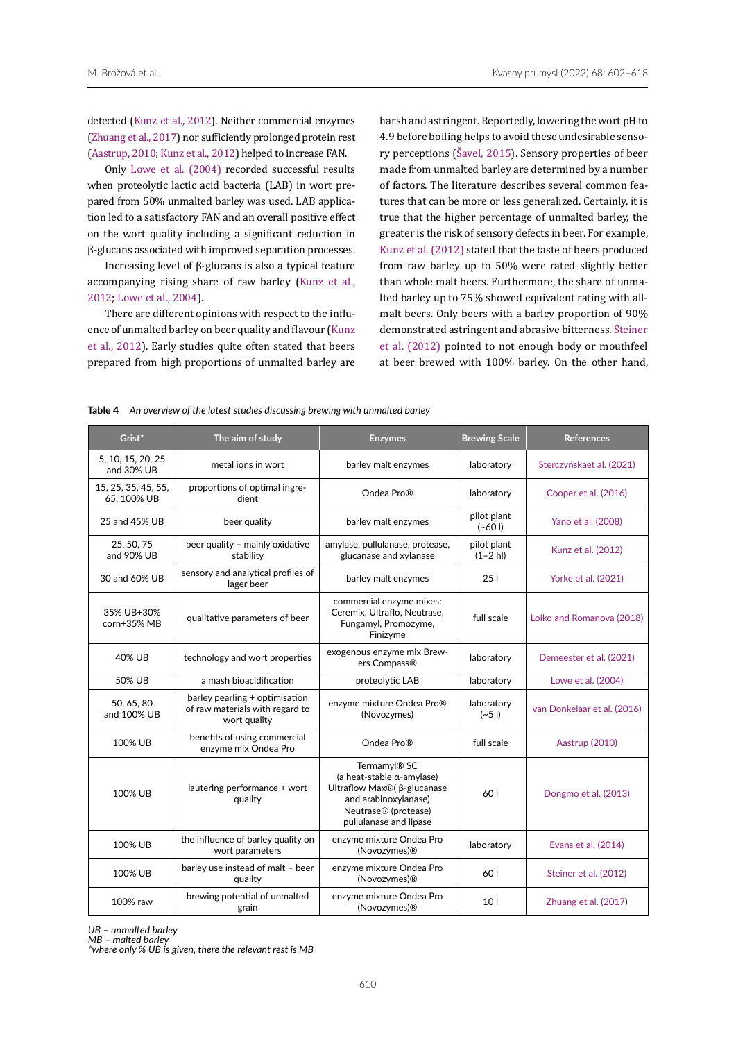detected (Kunz et al., 2012). Neither commercial enzymes (Zhuang et al., 2017) nor sufficiently prolonged protein rest (Aastrup, 2010; Kunz et al., 2012) helped to increase FAN.

Only Lowe et al. (2004) recorded successful results when proteolytic lactic acid bacteria (LAB) in wort prepared from 50% unmalted barley was used. LAB application led to a satisfactory FAN and an overall positive effect on the wort quality including a significant reduction in β-glucans associated with improved separation processes.

Increasing level of β-glucans is also a typical feature accompanying rising share of raw barley (Kunz et al., 2012; Lowe et al., 2004).

There are different opinions with respect to the influence of unmalted barley on beer quality and flavour (Kunz et al., 2012). Early studies quite often stated that beers prepared from high proportions of unmalted barley are harsh and astringent. Reportedly, lowering the wort pH to 4.9 before boiling helps to avoid these undesirable sensory perceptions (Šavel, 2015). Sensory properties of beer made from unmalted barley are determined by a number of factors. The literature describes several common features that can be more or less generalized. Certainly, it is true that the higher percentage of unmalted barley, the greater is the risk of sensory defects in beer. For example, Kunz et al. (2012) stated that the taste of beers produced from raw barley up to 50% were rated slightly better than whole malt beers. Furthermore, the share of unmalted barley up to 75% showed equivalent rating with all-malt beers. Only beers with a barley proportion of 90% demonstrated astringent and abrasive bitterness. Steiner et al. (2012) pointed to not enough body or mouthfeel at beer brewed with 100% barley. On the other hand,

**Table 4** *An overview of the latest studies discussing brewing with unmalted barley*

| Grist* | The aim of study | Enzymes | Brewing Scale | References |
|---|---|---|---|---|
| 5, 10, 15, 20, 25 and 30% UB | metal ions in wort | barley malt enzymes | laboratory | Sterczyńskaet al. (2021) |
| 15, 25, 35, 45, 55, 65, 100% UB | proportions of optimal ingredient | Ondea Pro® | laboratory | Cooper et al. (2016) |
| 25 and 45% UB | beer quality | barley malt enzymes | pilot plant (~60 l) | Yano et al. (2008) |
| 25, 50, 75 and 90% UB | beer quality – mainly oxidative stability | amylase, pullulanase, protease, glucanase and xylanase | pilot plant (1–2 hl) | Kunz et al. (2012) |
| 30 and 60% UB | sensory and analytical profiles of lager beer | barley malt enzymes | 25 l | Yorke et al. (2021) |
| 35% UB+30% corn+35% MB | qualitative parameters of beer | commercial enzyme mixes: Ceremix, Ultraflo, Neutrase, Fungamyl, Promozyme, Finizyme | full scale | Loiko and Romanova (2018) |
| 40% UB | technology and wort properties | exogenous enzyme mix Brewers Compass® | laboratory | Demeester et al. (2021) |
| 50% UB | a mash bioacidification | proteolytic LAB | laboratory | Lowe et al. (2004) |
| 50, 65, 80 and 100% UB | barley pearling + optimisation of raw materials with regard to wort quality | enzyme mixture Ondea Pro® (Novozymes) | laboratory (~5 l) | van Donkelaar et al. (2016) |
| 100% UB | benefits of using commercial enzyme mix Ondea Pro | Ondea Pro® | full scale | Aastrup (2010) |
| 100% UB | lautering performance + wort quality | Termamyl® SC (a heat-stable α-amylase) Ultraflow Max®( β-glucanase and arabinoxylanase) Neutrase® (protease) pullulanase and lipase | 60 l | Dongmo et al. (2013) |
| 100% UB | the influence of barley quality on wort parameters | enzyme mixture Ondea Pro (Novozymes)® | laboratory | Evans et al. (2014) |
| 100% UB | barley use instead of malt – beer quality | enzyme mixture Ondea Pro (Novozymes)® | 60 l | Steiner et al. (2012) |
| 100% raw | brewing potential of unmalted grain | enzyme mixture Ondea Pro (Novozymes)® | 10 l | Zhuang et al. (2017) |

*UB – unmalted barley*
*MB – malted barley*
*\*where only % UB is given, there the relevant rest is MB*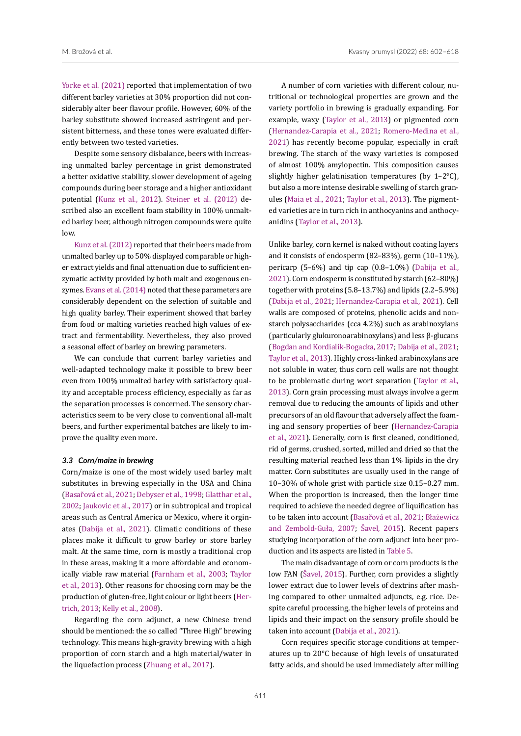Yorke et al. (2021) reported that implementation of two different barley varieties at 30% proportion did not considerably alter beer flavour profile. However, 60% of the barley substitute showed increased astringent and persistent bitterness, and these tones were evaluated differently between two tested varieties.

Despite some sensory disbalance, beers with increasing unmalted barley percentage in grist demonstrated a better oxidative stability, slower development of ageing compounds during beer storage and a higher antioxidant potential (Kunz et al., 2012). Steiner et al. (2012) described also an excellent foam stability in 100% unmalted barley beer, although nitrogen compounds were quite low.

Kunz et al. (2012) reported that their beers made from unmalted barley up to 50% displayed comparable or higher extract yields and final attenuation due to sufficient enzymatic activity provided by both malt and exogenous enzymes. Evans et al. (2014) noted that these parameters are considerably dependent on the selection of suitable and high quality barley. Their experiment showed that barley from food or malting varieties reached high values of extract and fermentability. Nevertheless, they also proved a seasonal effect of barley on brewing parameters.

We can conclude that current barley varieties and well-adapted technology make it possible to brew beer even from 100% unmalted barley with satisfactory quality and acceptable process efficiency, especially as far as the separation processes is concerned. The sensory characteristics seem to be very close to conventional all-malt beers, and further experimental batches are likely to improve the quality even more.

### *3.3 Corn/maize in brewing*

Corn/maize is one of the most widely used barley malt substitutes in brewing especially in the USA and China (Basařová et al., 2021; Debyser et al., 1998; Glatthar et al., 2002; Jaukovic et al., 2017) or in subtropical and tropical areas such as Central America or Mexico, where it orginates (Dabija et al., 2021). Climatic conditions of these places make it difficult to grow barley or store barley malt. At the same time, corn is mostly a traditional crop in these areas, making it a more affordable and economically viable raw material (Farnham et al., 2003; Taylor et al., 2013). Other reasons for choosing corn may be the production of gluten-free, light colour or light beers (Hertrich, 2013; Kelly et al., 2008).

Regarding the corn adjunct, a new Chinese trend should be mentioned: the so called "Three High" brewing technology. This means high-gravity brewing with a high proportion of corn starch and a high material/water in the liquefaction process (Zhuang et al., 2017).

A number of corn varieties with different colour, nutritional or technological properties are grown and the variety portfolio in brewing is gradually expanding. For example, waxy (Taylor et al., 2013) or pigmented corn (Hernandez-Carapia et al., 2021; Romero-Medina et al., 2021) has recently become popular, especially in craft brewing. The starch of the waxy varieties is composed of almost 100% amylopectin. This composition causes slightly higher gelatinisation temperatures (by 1–2°C), but also a more intense desirable swelling of starch granules (Maia et al., 2021; Taylor et al., 2013). The pigmented varieties are in turn rich in anthocyanins and anthocyanidins (Taylor et al., 2013).

Unlike barley, corn kernel is naked without coating layers and it consists of endosperm (82–83%), germ (10–11%), pericarp (5–6%) and tip cap (0.8–1.0%) (Dabija et al., 2021). Corn endosperm is constituted by starch (62–80%) together with proteins (5.8–13.7%) and lipids (2.2–5.9%) (Dabija et al., 2021; Hernandez-Carapia et al., 2021). Cell walls are composed of proteins, phenolic acids and non-starch polysaccharides (cca 4.2%) such as arabinoxylans (particularly glukuronoarabinoxylans) and less β-glucans (Bogdan and Kordialik-Bogacka, 2017; Dabija et al., 2021; Taylor et al., 2013). Highly cross-linked arabinoxylans are not soluble in water, thus corn cell walls are not thought to be problematic during wort separation (Taylor et al., 2013). Corn grain processing must always involve a germ removal due to reducing the amounts of lipids and other precursors of an old flavour that adversely affect the foaming and sensory properties of beer (Hernandez-Carapia et al., 2021). Generally, corn is first cleaned, conditioned, rid of germs, crushed, sorted, milled and dried so that the resulting material reached less than 1% lipids in the dry matter. Corn substitutes are usually used in the range of 10–30% of whole grist with particle size 0.15–0.27 mm. When the proportion is increased, then the longer time required to achieve the needed degree of liquification has to be taken into account (Basařová et al., 2021; Błażewicz and Zembold-Guła, 2007; Šavel, 2015). Recent papers studying incorporation of the corn adjunct into beer production and its aspects are listed in Table 5.

The main disadvantage of corn or corn products is the low FAN (Šavel, 2015). Further, corn provides a slightly lower extract due to lower levels of dextrins after mashing compared to other unmalted adjuncts, e.g. rice. Despite careful processing, the higher levels of proteins and lipids and their impact on the sensory profile should be taken into account (Dabija et al., 2021).

Corn requires specific storage conditions at temperatures up to 20°C because of high levels of unsaturated fatty acids, and should be used immediately after milling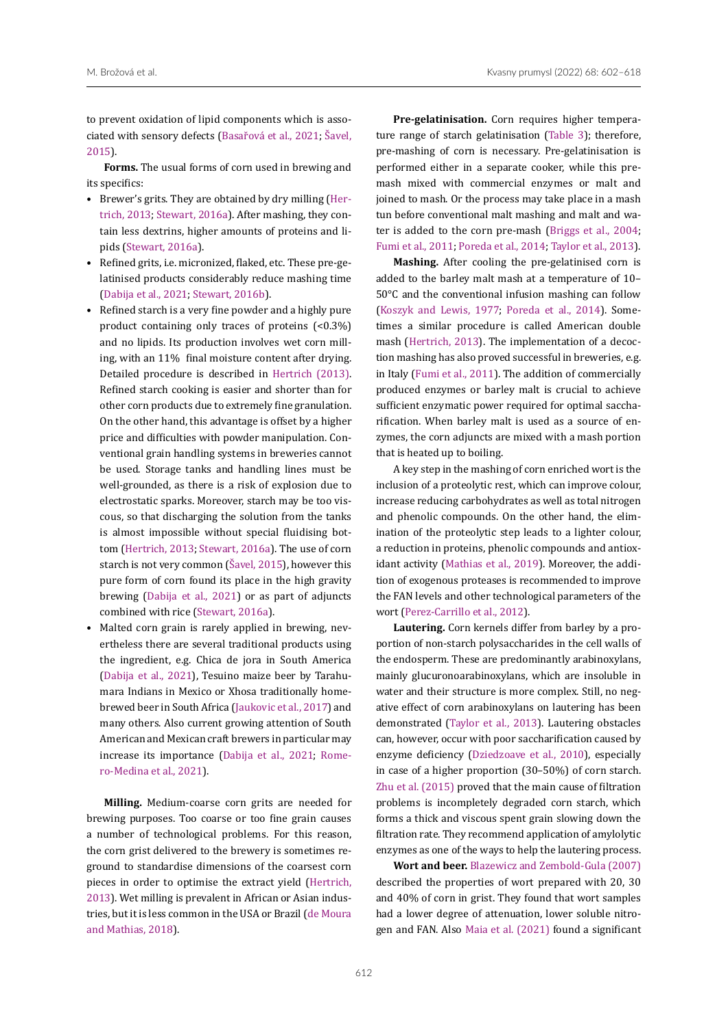to prevent oxidation of lipid components which is associated with sensory defects (Basařová et al., 2021; Šavel, 2015).

**Forms.** The usual forms of corn used in brewing and its specifics:

- Brewer's grits. They are obtained by dry milling (Hertrich, 2013; Stewart, 2016a). After mashing, they contain less dextrins, higher amounts of proteins and lipids (Stewart, 2016a).
- Refined grits, i.e. micronized, flaked, etc. These pre-gelatinised products considerably reduce mashing time (Dabija et al., 2021; Stewart, 2016b).
- Refined starch is a very fine powder and a highly pure product containing only traces of proteins (<0.3%) and no lipids. Its production involves wet corn milling, with an 11% final moisture content after drying. Detailed procedure is described in Hertrich (2013). Refined starch cooking is easier and shorter than for other corn products due to extremely fine granulation. On the other hand, this advantage is offset by a higher price and difficulties with powder manipulation. Conventional grain handling systems in breweries cannot be used. Storage tanks and handling lines must be well-grounded, as there is a risk of explosion due to electrostatic sparks. Moreover, starch may be too viscous, so that discharging the solution from the tanks is almost impossible without special fluidising bottom (Hertrich, 2013; Stewart, 2016a). The use of corn starch is not very common (Šavel, 2015), however this pure form of corn found its place in the high gravity brewing (Dabija et al., 2021) or as part of adjuncts combined with rice (Stewart, 2016a).
- Malted corn grain is rarely applied in brewing, nevertheless there are several traditional products using the ingredient, e.g. Chica de jora in South America (Dabija et al., 2021), Tesuino maize beer by Tarahumara Indians in Mexico or Xhosa traditionally homebrewed beer in South Africa (Jaukovic et al., 2017) and many others. Also current growing attention of South American and Mexican craft brewers in particular may increase its importance (Dabija et al., 2021; Romero-Medina et al., 2021).

**Milling.** Medium-coarse corn grits are needed for brewing purposes. Too coarse or too fine grain causes a number of technological problems. For this reason, the corn grist delivered to the brewery is sometimes reground to standardise dimensions of the coarsest corn pieces in order to optimise the extract yield (Hertrich, 2013). Wet milling is prevalent in African or Asian industries, but it is less common in the USA or Brazil (de Moura and Mathias, 2018).

**Pre-gelatinisation.** Corn requires higher temperature range of starch gelatinisation (Table 3); therefore, pre-mashing of corn is necessary. Pre-gelatinisation is performed either in a separate cooker, while this pre-mash mixed with commercial enzymes or malt and joined to mash. Or the process may take place in a mash tun before conventional malt mashing and malt and water is added to the corn pre-mash (Briggs et al., 2004; Fumi et al., 2011; Poreda et al., 2014; Taylor et al., 2013).

**Mashing.** After cooling the pre-gelatinised corn is added to the barley malt mash at a temperature of 10–50°C and the conventional infusion mashing can follow (Koszyk and Lewis, 1977; Poreda et al., 2014). Sometimes a similar procedure is called American double mash (Hertrich, 2013). The implementation of a decoction mashing has also proved successful in breweries, e.g. in Italy (Fumi et al., 2011). The addition of commercially produced enzymes or barley malt is crucial to achieve sufficient enzymatic power required for optimal saccharification. When barley malt is used as a source of enzymes, the corn adjuncts are mixed with a mash portion that is heated up to boiling.

A key step in the mashing of corn enriched wort is the inclusion of a proteolytic rest, which can improve colour, increase reducing carbohydrates as well as total nitrogen and phenolic compounds. On the other hand, the elimination of the proteolytic step leads to a lighter colour, a reduction in proteins, phenolic compounds and antioxidant activity (Mathias et al., 2019). Moreover, the addition of exogenous proteases is recommended to improve the FAN levels and other technological parameters of the wort (Perez-Carrillo et al., 2012).

**Lautering.** Corn kernels differ from barley by a proportion of non-starch polysaccharides in the cell walls of the endosperm. These are predominantly arabinoxylans, mainly glucuronoarabinoxylans, which are insoluble in water and their structure is more complex. Still, no negative effect of corn arabinoxylans on lautering has been demonstrated (Taylor et al., 2013). Lautering obstacles can, however, occur with poor saccharification caused by enzyme deficiency (Dziedzoave et al., 2010), especially in case of a higher proportion (30–50%) of corn starch. Zhu et al. (2015) proved that the main cause of filtration problems is incompletely degraded corn starch, which forms a thick and viscous spent grain slowing down the filtration rate. They recommend application of amylolytic enzymes as one of the ways to help the lautering process.

**Wort and beer.** Blazewicz and Zembold-Gula (2007) described the properties of wort prepared with 20, 30 and 40% of corn in grist. They found that wort samples had a lower degree of attenuation, lower soluble nitrogen and FAN. Also Maia et al. (2021) found a significant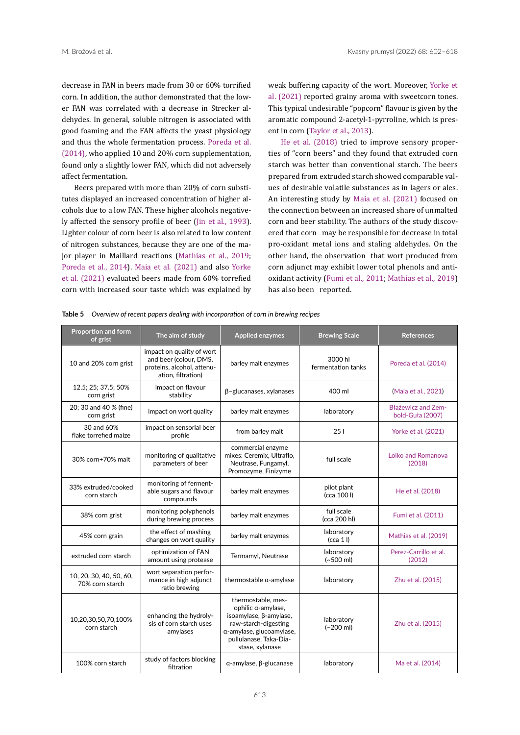decrease in FAN in beers made from 30 or 60% torrified corn. In addition, the author demonstrated that the lower FAN was correlated with a decrease in Strecker aldehydes. In general, soluble nitrogen is associated with good foaming and the FAN affects the yeast physiology and thus the whole fermentation process. Poreda et al. (2014), who applied 10 and 20% corn supplementation, found only a slightly lower FAN, which did not adversely affect fermentation.

Beers prepared with more than 20% of corn substitutes displayed an increased concentration of higher alcohols due to a low FAN. These higher alcohols negatively affected the sensory profile of beer (Jin et al., 1993). Lighter colour of corn beer is also related to low content of nitrogen substances, because they are one of the major player in Maillard reactions (Mathias et al., 2019; Poreda et al., 2014). Maia et al. (2021) and also Yorke et al. (2021) evaluated beers made from 60% torrefied corn with increased sour taste which was explained by weak buffering capacity of the wort. Moreover, Yorke et al. (2021) reported grainy aroma with sweetcorn tones. This typical undesirable "popcorn" flavour is given by the aromatic compound 2-acetyl-1-pyrroline, which is present in corn (Taylor et al., 2013).

He et al. (2018) tried to improve sensory properties of "corn beers" and they found that extruded corn starch was better than conventional starch. The beers prepared from extruded starch showed comparable values of desirable volatile substances as in lagers or ales. An interesting study by Maia et al. (2021) focused on the connection between an increased share of unmalted corn and beer stability. The authors of the study discovered that corn may be responsible for decrease in total pro-oxidant metal ions and staling aldehydes. On the other hand, the observation that wort produced from corn adjunct may exhibit lower total phenols and antioxidant activity (Fumi et al., 2011; Mathias et al., 2019) has also been reported.

**Table 5** *Overview of recent papers dealing with incorporation of corn in brewing recipes*

| Proportion and form of grist | The aim of study | Applied enzymes | Brewing Scale | References |
|---|---|---|---|---|
| 10 and 20% corn grist | impact on quality of wort and beer (colour, DMS, proteins, alcohol, attenuation, filtration) | barley malt enzymes | 3000 hl fermentation tanks | Poreda et al. (2014) |
| 12.5; 25; 37.5; 50% corn grist | impact on flavour stability | β-glucanases, xylanases | 400 ml | (Maia et al., 2021) |
| 20; 30 and 40 % (fine) corn grist | impact on wort quality | barley malt enzymes | laboratory | Błażewicz and Zembold-Guła (2007) |
| 30 and 60% flake torrefied maize | impact on sensorial beer profile | from barley malt | 25 l | Yorke et al. (2021) |
| 30% corn+70% malt | monitoring of qualitative parameters of beer | commercial enzyme mixes: Ceremix, Ultraflo, Neutrase, Fungamyl, Promozyme, Finizyme | full scale | Loiko and Romanova (2018) |
| 33% extruded/cooked corn starch | monitoring of fermentable sugars and flavour compounds | barley malt enzymes | pilot plant (cca 100 l) | He et al. (2018) |
| 38% corn grist | monitoring polyphenols during brewing process | barley malt enzymes | full scale (cca 200 hl) | Fumi et al. (2011) |
| 45% corn grain | the effect of mashing changes on wort quality | barley malt enzymes | laboratory (cca 1 l) | Mathias et al. (2019) |
| extruded corn starch | optimization of FAN amount using protease | Termamyl, Neutrase | laboratory (~500 ml) | Perez-Carrillo et al. (2012) |
| 10, 20, 30, 40, 50, 60, 70% corn starch | wort separation performance in high adjunct ratio brewing | thermostable α-amylase | laboratory | Zhu et al. (2015) |
| 10,20,30,50,70,100% corn starch | enhancing the hydrolysis of corn starch uses amylases | thermostable, mesophilic α-amylase, isoamylase, β-amylase, raw-starch-digesting α-amylase, glucoamylase, pullulanase, Taka-Diastase, xylanase | laboratory (~200 ml) | Zhu et al. (2015) |
| 100% corn starch | study of factors blocking filtration | α-amylase, β-glucanase | laboratory | Ma et al. (2014) |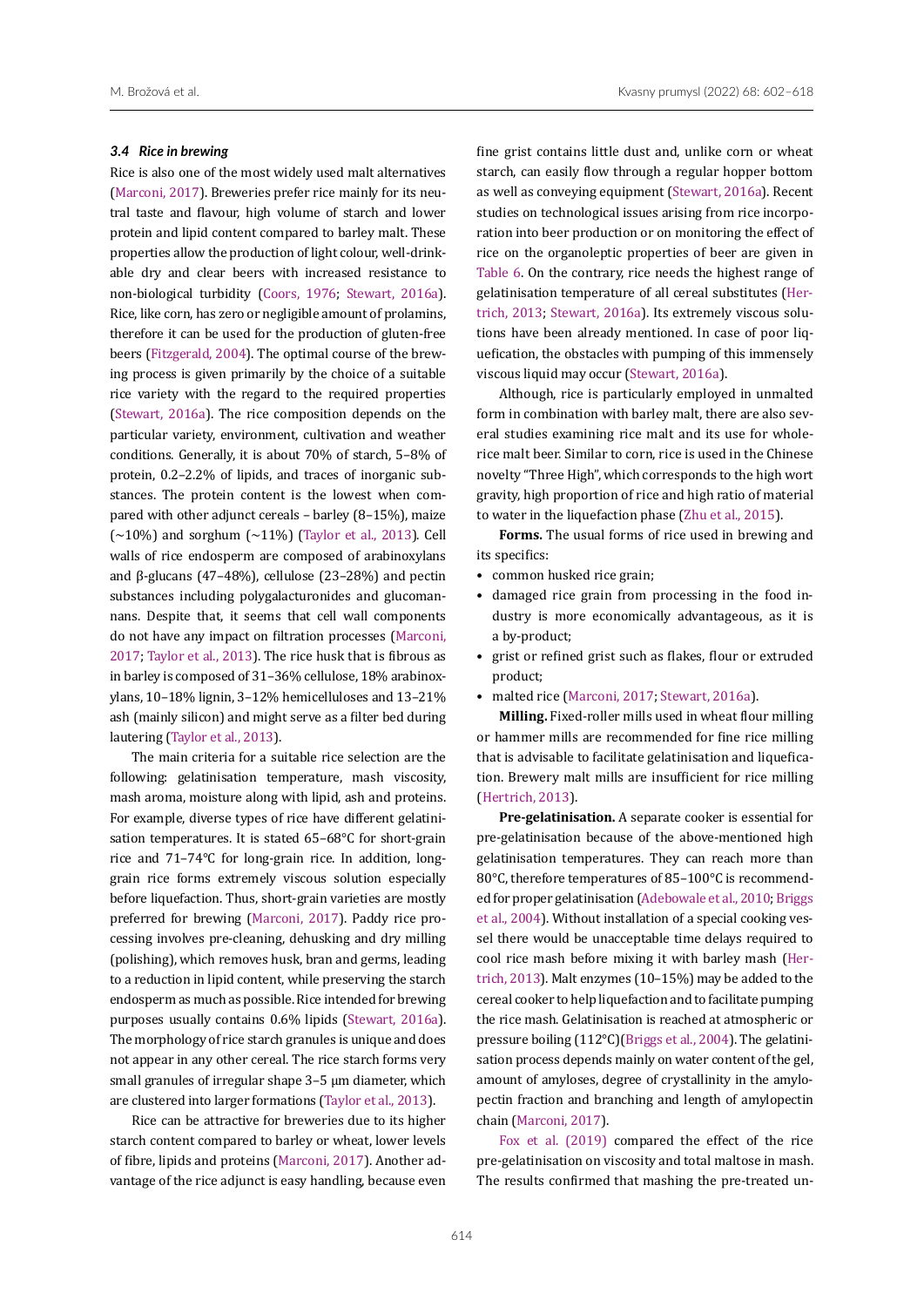### *3.4 Rice in brewing*

Rice is also one of the most widely used malt alternatives (Marconi, 2017). Breweries prefer rice mainly for its neutral taste and flavour, high volume of starch and lower protein and lipid content compared to barley malt. These properties allow the production of light colour, well-drinkable dry and clear beers with increased resistance to non-biological turbidity (Coors, 1976; Stewart, 2016a). Rice, like corn, has zero or negligible amount of prolamins, therefore it can be used for the production of gluten-free beers (Fitzgerald, 2004). The optimal course of the brewing process is given primarily by the choice of a suitable rice variety with the regard to the required properties (Stewart, 2016a). The rice composition depends on the particular variety, environment, cultivation and weather conditions. Generally, it is about 70% of starch, 5–8% of protein, 0.2–2.2% of lipids, and traces of inorganic substances. The protein content is the lowest when compared with other adjunct cereals – barley (8–15%), maize (~10%) and sorghum (~11%) (Taylor et al., 2013). Cell walls of rice endosperm are composed of arabinoxylans and β-glucans (47–48%), cellulose (23–28%) and pectin substances including polygalacturonides and glucomannans. Despite that, it seems that cell wall components do not have any impact on filtration processes (Marconi, 2017; Taylor et al., 2013). The rice husk that is fibrous as in barley is composed of 31–36% cellulose, 18% arabinoxylans, 10–18% lignin, 3–12% hemicelluloses and 13–21% ash (mainly silicon) and might serve as a filter bed during lautering (Taylor et al., 2013).

The main criteria for a suitable rice selection are the following: gelatinisation temperature, mash viscosity, mash aroma, moisture along with lipid, ash and proteins. For example, diverse types of rice have different gelatinisation temperatures. It is stated 65–68°C for short-grain rice and 71–74°C for long-grain rice. In addition, long-grain rice forms extremely viscous solution especially before liquefaction. Thus, short-grain varieties are mostly preferred for brewing (Marconi, 2017). Paddy rice processing involves pre-cleaning, dehusking and dry milling (polishing), which removes husk, bran and germs, leading to a reduction in lipid content, while preserving the starch endosperm as much as possible. Rice intended for brewing purposes usually contains 0.6% lipids (Stewart, 2016a). The morphology of rice starch granules is unique and does not appear in any other cereal. The rice starch forms very small granules of irregular shape 3–5 μm diameter, which are clustered into larger formations (Taylor et al., 2013).

Rice can be attractive for breweries due to its higher starch content compared to barley or wheat, lower levels of fibre, lipids and proteins (Marconi, 2017). Another advantage of the rice adjunct is easy handling, because even fine grist contains little dust and, unlike corn or wheat starch, can easily flow through a regular hopper bottom as well as conveying equipment (Stewart, 2016a). Recent studies on technological issues arising from rice incorporation into beer production or on monitoring the effect of rice on the organoleptic properties of beer are given in Table 6. On the contrary, rice needs the highest range of gelatinisation temperature of all cereal substitutes (Hertrich, 2013; Stewart, 2016a). Its extremely viscous solutions have been already mentioned. In case of poor liquefication, the obstacles with pumping of this immensely viscous liquid may occur (Stewart, 2016a).

Although, rice is particularly employed in unmalted form in combination with barley malt, there are also several studies examining rice malt and its use for whole-rice malt beer. Similar to corn, rice is used in the Chinese novelty "Three High", which corresponds to the high wort gravity, high proportion of rice and high ratio of material to water in the liquefaction phase (Zhu et al., 2015).

**Forms.** The usual forms of rice used in brewing and its specifics:

- common husked rice grain;
- damaged rice grain from processing in the food industry is more economically advantageous, as it is a by-product;
- grist or refined grist such as flakes, flour or extruded product;
- malted rice (Marconi, 2017; Stewart, 2016a).

**Milling.** Fixed-roller mills used in wheat flour milling or hammer mills are recommended for fine rice milling that is advisable to facilitate gelatinisation and liquefication. Brewery malt mills are insufficient for rice milling (Hertrich, 2013).

**Pre-gelatinisation.** A separate cooker is essential for pre-gelatinisation because of the above-mentioned high gelatinisation temperatures. They can reach more than 80°C, therefore temperatures of 85–100°C is recommended for proper gelatinisation (Adebowale et al., 2010; Briggs et al., 2004). Without installation of a special cooking vessel there would be unacceptable time delays required to cool rice mash before mixing it with barley mash (Hertrich, 2013). Malt enzymes (10–15%) may be added to the cereal cooker to help liquefaction and to facilitate pumping the rice mash. Gelatinisation is reached at atmospheric or pressure boiling (112°C)(Briggs et al., 2004). The gelatinisation process depends mainly on water content of the gel, amount of amyloses, degree of crystallinity in the amylopectin fraction and branching and length of amylopectin chain (Marconi, 2017).

Fox et al. (2019) compared the effect of the rice pre-gelatinisation on viscosity and total maltose in mash. The results confirmed that mashing the pre-treated un-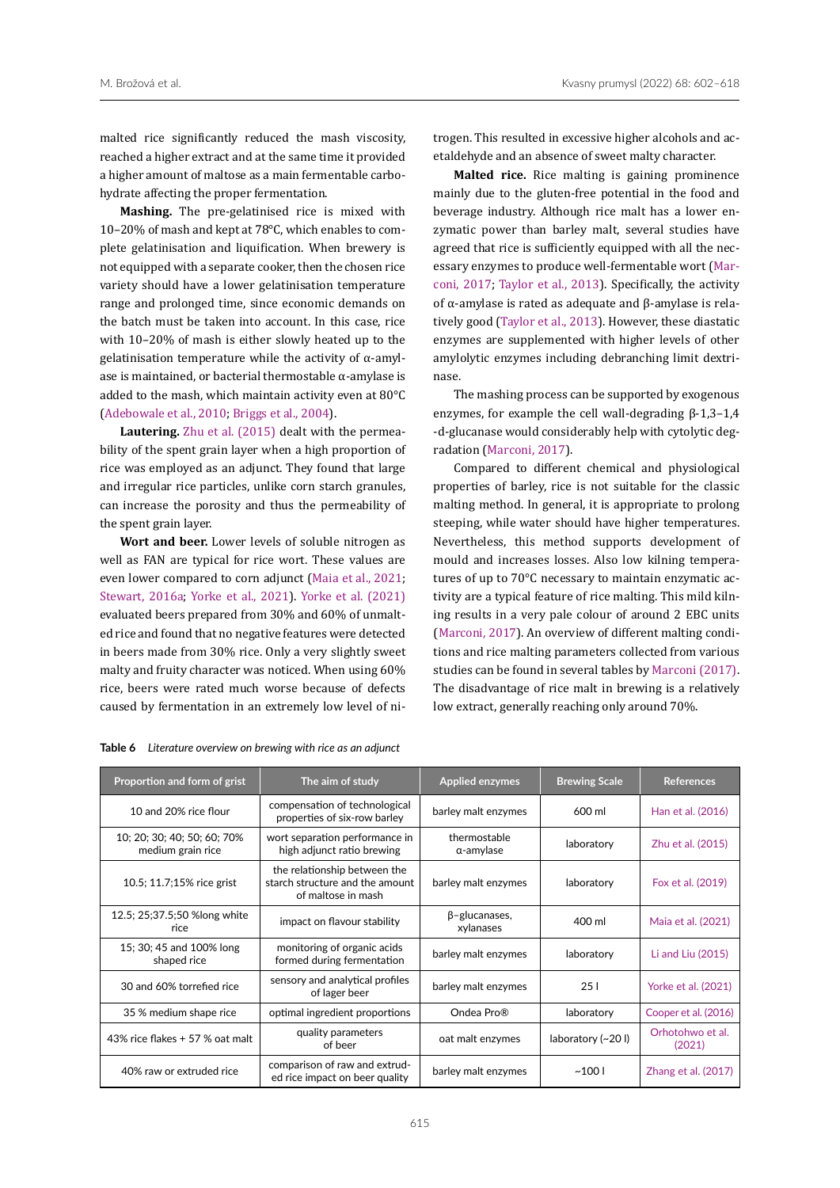malted rice significantly reduced the mash viscosity, reached a higher extract and at the same time it provided a higher amount of maltose as a main fermentable carbohydrate affecting the proper fermentation.

**Mashing.** The pre-gelatinised rice is mixed with 10–20% of mash and kept at 78°C, which enables to complete gelatinisation and liquification. When brewery is not equipped with a separate cooker, then the chosen rice variety should have a lower gelatinisation temperature range and prolonged time, since economic demands on the batch must be taken into account. In this case, rice with 10–20% of mash is either slowly heated up to the gelatinisation temperature while the activity of α-amylase is maintained, or bacterial thermostable α-amylase is added to the mash, which maintain activity even at 80°C (Adebowale et al., 2010; Briggs et al., 2004).

**Lautering.** Zhu et al. (2015) dealt with the permeability of the spent grain layer when a high proportion of rice was employed as an adjunct. They found that large and irregular rice particles, unlike corn starch granules, can increase the porosity and thus the permeability of the spent grain layer.

**Wort and beer.** Lower levels of soluble nitrogen as well as FAN are typical for rice wort. These values are even lower compared to corn adjunct (Maia et al., 2021; Stewart, 2016a; Yorke et al., 2021). Yorke et al. (2021) evaluated beers prepared from 30% and 60% of unmalted rice and found that no negative features were detected in beers made from 30% rice. Only a very slightly sweet malty and fruity character was noticed. When using 60% rice, beers were rated much worse because of defects caused by fermentation in an extremely low level of nitrogen. This resulted in excessive higher alcohols and acetaldehyde and an absence of sweet malty character.

**Malted rice.** Rice malting is gaining prominence mainly due to the gluten-free potential in the food and beverage industry. Although rice malt has a lower enzymatic power than barley malt, several studies have agreed that rice is sufficiently equipped with all the necessary enzymes to produce well-fermentable wort (Marconi, 2017; Taylor et al., 2013). Specifically, the activity of α-amylase is rated as adequate and β-amylase is relatively good (Taylor et al., 2013). However, these diastatic enzymes are supplemented with higher levels of other amylolytic enzymes including debranching limit dextrinase.

The mashing process can be supported by exogenous enzymes, for example the cell wall-degrading β-1,3–1,4-d-glucanase would considerably help with cytolytic degradation (Marconi, 2017).

Compared to different chemical and physiological properties of barley, rice is not suitable for the classic malting method. In general, it is appropriate to prolong steeping, while water should have higher temperatures. Nevertheless, this method supports development of mould and increases losses. Also low kilning temperatures of up to 70°C necessary to maintain enzymatic activity are a typical feature of rice malting. This mild kilning results in a very pale colour of around 2 EBC units (Marconi, 2017). An overview of different malting conditions and rice malting parameters collected from various studies can be found in several tables by Marconi (2017). The disadvantage of rice malt in brewing is a relatively low extract, generally reaching only around 70%.

**Table 6** *Literature overview on brewing with rice as an adjunct*

| Proportion and form of grist | The aim of study | Applied enzymes | Brewing Scale | References |
|---|---|---|---|---|
| 10 and 20% rice flour | compensation of technological properties of six-row barley | barley malt enzymes | 600 ml | Han et al. (2016) |
| 10; 20; 30; 40; 50; 60; 70% medium grain rice | wort separation performance in high adjunct ratio brewing | thermostable α-amylase | laboratory | Zhu et al. (2015) |
| 10.5; 11.7;15% rice grist | the relationship between the starch structure and the amount of maltose in mash | barley malt enzymes | laboratory | Fox et al. (2019) |
| 12.5; 25;37.5;50 %long white rice | impact on flavour stability | β-glucanases, xylanases | 400 ml | Maia et al. (2021) |
| 15; 30; 45 and 100% long shaped rice | monitoring of organic acids formed during fermentation | barley malt enzymes | laboratory | Li and Liu (2015) |
| 30 and 60% torrefied rice | sensory and analytical profiles of lager beer | barley malt enzymes | 25 l | Yorke et al. (2021) |
| 35 % medium shape rice | optimal ingredient proportions | Ondea Pro® | laboratory | Cooper et al. (2016) |
| 43% rice flakes + 57 % oat malt | quality parameters of beer | oat malt enzymes | laboratory (~20 l) | Orhotohwo et al. (2021) |
| 40% raw or extruded rice | comparison of raw and extruded rice impact on beer quality | barley malt enzymes | ~100 l | Zhang et al. (2017) |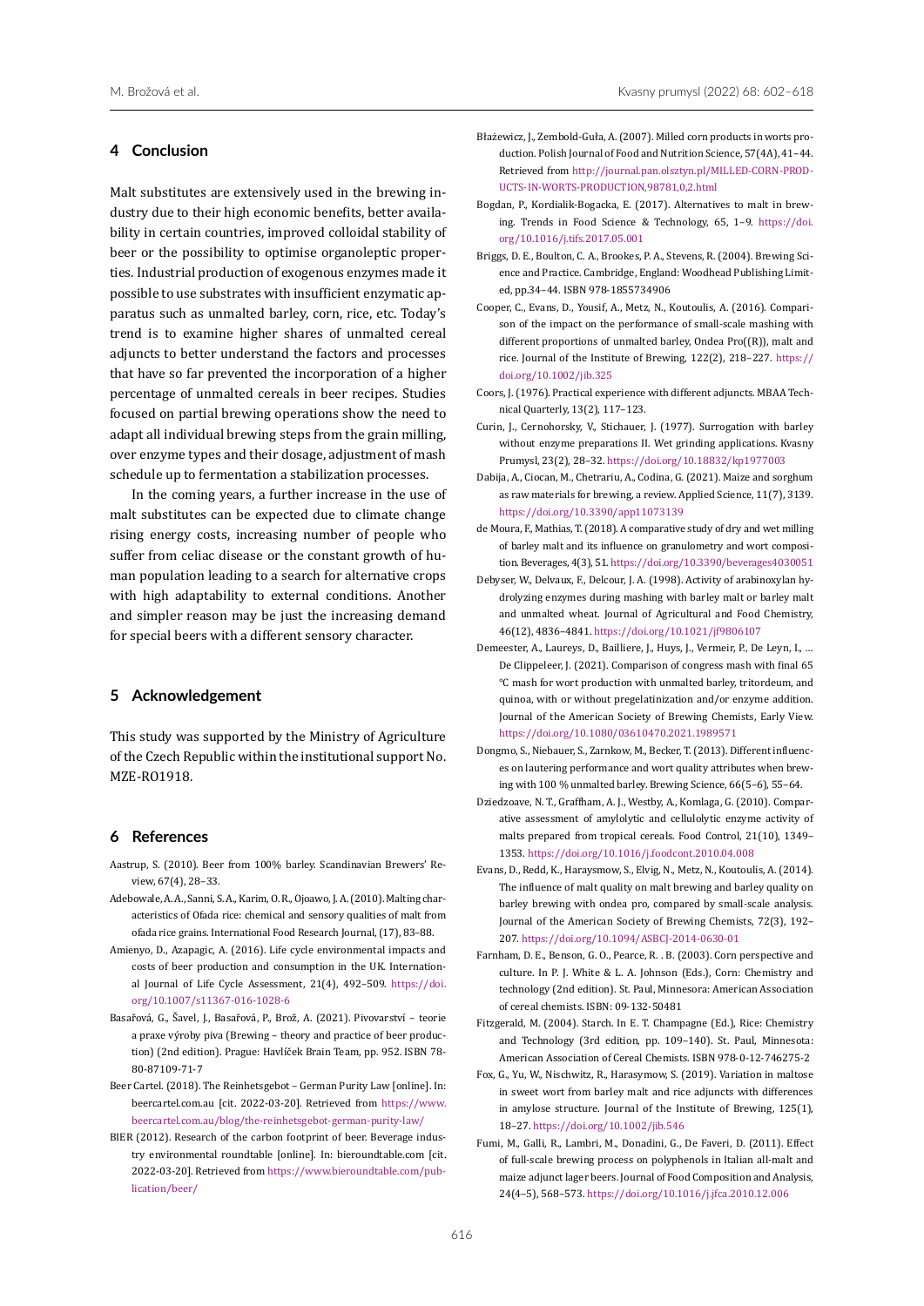## 4 Conclusion

Malt substitutes are extensively used in the brewing industry due to their high economic benefits, better availability in certain countries, improved colloidal stability of beer or the possibility to optimise organoleptic properties. Industrial production of exogenous enzymes made it possible to use substrates with insufficient enzymatic apparatus such as unmalted barley, corn, rice, etc. Today's trend is to examine higher shares of unmalted cereal adjuncts to better understand the factors and processes that have so far prevented the incorporation of a higher percentage of unmalted cereals in beer recipes. Studies focused on partial brewing operations show the need to adapt all individual brewing steps from the grain milling, over enzyme types and their dosage, adjustment of mash schedule up to fermentation a stabilization processes.

In the coming years, a further increase in the use of malt substitutes can be expected due to climate change rising energy costs, increasing number of people who suffer from celiac disease or the constant growth of human population leading to a search for alternative crops with high adaptability to external conditions. Another and simpler reason may be just the increasing demand for special beers with a different sensory character.

## 5 Acknowledgement

This study was supported by the Ministry of Agriculture of the Czech Republic within the institutional support No. MZE-RO1918.

## 6 References

Aastrup, S. (2010). Beer from 100% barley. Scandinavian Brewers' Review, 67(4), 28–33.

Adebowale, A. A., Sanni, S. A., Karim, O. R., Ojoawo, J. A. (2010). Malting characteristics of Ofada rice: chemical and sensory qualities of malt from ofada rice grains. International Food Research Journal, (17), 83–88.

Amienyo, D., Azapagic, A. (2016). Life cycle environmental impacts and costs of beer production and consumption in the UK. International Journal of Life Cycle Assessment, 21(4), 492–509. https://doi.org/10.1007/s11367-016-1028-6

Basařová, G., Šavel, J., Basařová, P., Brož, A. (2021). Pivovarství – teorie a praxe výroby piva (Brewing – theory and practice of beer production) (2nd edition). Prague: Havlíček Brain Team, pp. 952. ISBN 78-80-87109-71-7

Beer Cartel. (2018). The Reinhetsgebot – German Purity Law [online]. In: beercartel.com.au [cit. 2022-03-20]. Retrieved from https://www.beercartel.com.au/blog/the-reinhetsgebot-german-purity-law/

BIER (2012). Research of the carbon footprint of beer. Beverage industry environmental roundtable [online]. In: bieroundtable.com [cit. 2022-03-20]. Retrieved from https://www.bieroundtable.com/publication/beer/

Błażewicz, J., Zembold-Guła, A. (2007). Milled corn products in worts production. Polish Journal of Food and Nutrition Science, 57(4A), 41–44. Retrieved from http://journal.pan.olsztyn.pl/MILLED-CORN-PRODUCTS-IN-WORTS-PRODUCTION,98781,0,2.html

Bogdan, P., Kordialik-Bogacka, E. (2017). Alternatives to malt in brewing. Trends in Food Science & Technology, 65, 1–9. https://doi.org/10.1016/j.tifs.2017.05.001

Briggs, D. E., Boulton, C. A., Brookes, P. A., Stevens, R. (2004). Brewing Science and Practice. Cambridge, England: Woodhead Publishing Limited, pp.34–44. ISBN 978-1855734906

Cooper, C., Evans, D., Yousif, A., Metz, N., Koutoulis, A. (2016). Comparison of the impact on the performance of small-scale mashing with different proportions of unmalted barley, Ondea Pro((R)), malt and rice. Journal of the Institute of Brewing, 122(2), 218–227. https://doi.org/10.1002/jib.325

Coors, J. (1976). Practical experience with different adjuncts. MBAA Technical Quarterly, 13(2), 117–123.

Curin, J., Cernohorsky, V., Stichauer, J. (1977). Surrogation with barley without enzyme preparations II. Wet grinding applications. Kvasny Prumysl, 23(2), 28–32. https://doi.org/10.18832/kp1977003

Dabija, A., Ciocan, M., Chetrariu, A., Codina, G. (2021). Maize and sorghum as raw materials for brewing, a review. Applied Science, 11(7), 3139. https://doi.org/10.3390/app11073139

de Moura, F., Mathias, T. (2018). A comparative study of dry and wet milling of barley malt and its influence on granulometry and wort composition. Beverages, 4(3), 51. https://doi.org/10.3390/beverages4030051

Debyser, W., Delvaux, F., Delcour, J. A. (1998). Activity of arabinoxylan hydrolyzing enzymes during mashing with barley malt or barley malt and unmalted wheat. Journal of Agricultural and Food Chemistry, 46(12), 4836–4841. https://doi.org/10.1021/jf9806107

Demeester, A., Laureys, D., Bailliere, J., Huys, J., Vermeir, P., De Leyn, I., … De Clippeleer, J. (2021). Comparison of congress mash with final 65 °C mash for wort production with unmalted barley, tritordeum, and quinoa, with or without pregelatinization and/or enzyme addition. Journal of the American Society of Brewing Chemists, Early View. https://doi.org/10.1080/03610470.2021.1989571

Dongmo, S., Niebauer, S., Zarnkow, M., Becker, T. (2013). Different influences on lautering performance and wort quality attributes when brewing with 100 % unmalted barley. Brewing Science, 66(5–6), 55–64.

Dziedzoave, N. T., Graffham, A. J., Westby, A., Komlaga, G. (2010). Comparative assessment of amylolytic and cellulolytic enzyme activity of malts prepared from tropical cereals. Food Control, 21(10), 1349–1353. https://doi.org/10.1016/j.foodcont.2010.04.008

Evans, D., Redd, K., Haraysmow, S., Elvig, N., Metz, N., Koutoulis, A. (2014). The influence of malt quality on malt brewing and barley quality on barley brewing with ondea pro, compared by small-scale analysis. Journal of the American Society of Brewing Chemists, 72(3), 192–207. https://doi.org/10.1094/ASBCJ-2014-0630-01

Farnham, D. E., Benson, G. O., Pearce, R. . B. (2003). Corn perspective and culture. In P. J. White & L. A. Johnson (Eds.), Corn: Chemistry and technology (2nd edition). St. Paul, Minnesota: American Association of cereal chemists. ISBN: 09-132-50481

Fitzgerald, M. (2004). Starch. In E. T. Champagne (Ed.), Rice: Chemistry and Technology (3rd edition, pp. 109–140). St. Paul, Minnesota: American Association of Cereal Chemists. ISBN 978-0-12-746275-2

Fox, G., Yu, W., Nischwitz, R., Harasymow, S. (2019). Variation in maltose in sweet wort from barley malt and rice adjuncts with differences in amylose structure. Journal of the Institute of Brewing, 125(1), 18–27. https://doi.org/10.1002/jib.546

Fumi, M., Galli, R., Lambri, M., Donadini, G., De Faveri, D. (2011). Effect of full-scale brewing process on polyphenols in Italian all-malt and maize adjunct lager beers. Journal of Food Composition and Analysis, 24(4–5), 568–573. https://doi.org/10.1016/j.jfca.2010.12.006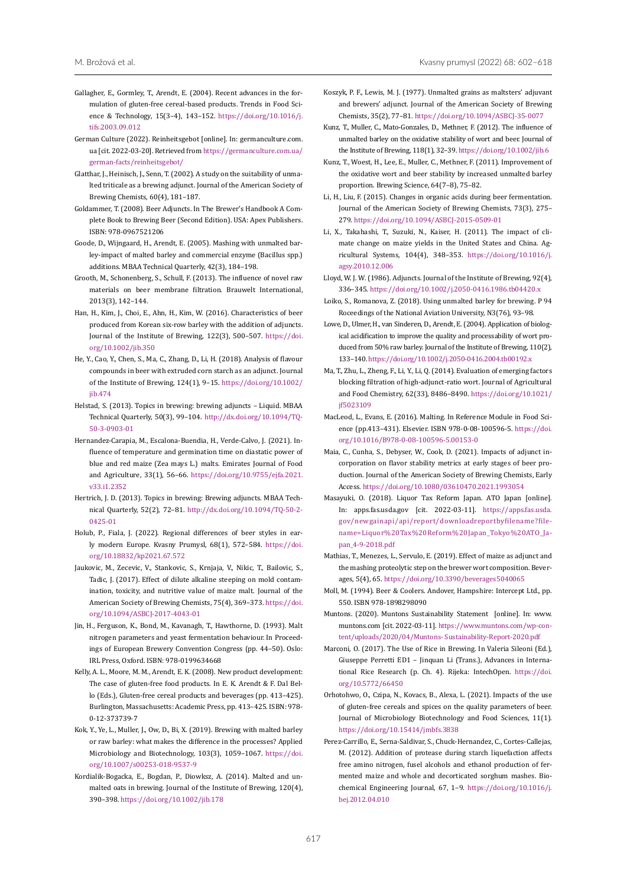Gallagher, E., Gormley, T., Arendt, E. (2004). Recent advances in the formulation of gluten-free cereal-based products. Trends in Food Science & Technology, 15(3–4), 143–152. https://doi.org/10.1016/j.tifs.2003.09.012

German Culture (2022). Reinheitsgebot [online]. In: germanculture.com.ua [cit. 2022-03-20]. Retrieved from https://germanculture.com.ua/german-facts/reinheitsgebot/

Glatthar, J., Heinisch, J., Senn, T. (2002). A study on the suitability of unmalted triticale as a brewing adjunct. Journal of the American Society of Brewing Chemists, 60(4), 181–187.

Goldammer, T. (2008). Beer Adjuncts. In The Brewer's Handbook A Complete Book to Brewing Beer (Second Edition). USA: Apex Publishers. ISBN: 978-0967521206

Goode, D., Wijngaard, H., Arendt, E. (2005). Mashing with unmalted barley-impact of malted barley and commercial enzyme (Bacillus spp.) additions. MBAA Technical Quarterly, 42(3), 184–198.

Grooth, M., Schonenberg, S., Schull, F. (2013). The influence of novel raw materials on beer membrane filtration. Brauwelt International, 2013(3), 142–144.

Han, H., Kim, J., Choi, E., Ahn, H., Kim, W. (2016). Characteristics of beer produced from Korean six-row barley with the addition of adjuncts. Journal of the Institute of Brewing, 122(3), 500–507. https://doi.org/10.1002/jib.350

He, Y., Cao, Y., Chen, S., Ma, C., Zhang, D., Li, H. (2018). Analysis of flavour compounds in beer with extruded corn starch as an adjunct. Journal of the Institute of Brewing, 124(1), 9–15. https://doi.org/10.1002/jib.474

Helstad, S. (2013). Topics in brewing: brewing adjuncts – Liquid. MBAA Technical Quarterly, 50(3), 99–104. http://dx.doi.org/10.1094/TQ-50-3-0903-01

Hernandez-Carapia, M., Escalona-Buendia, H., Verde-Calvo, J. (2021). Influence of temperature and germination time on diastatic power of blue and red maize (Zea mays L.) malts. Emirates Journal of Food and Agriculture, 33(1), 56–66. https://doi.org/10.9755/ejfa.2021.v33.i1.2352

Hertrich, J. D. (2013). Topics in brewing: Brewing adjuncts. MBAA Technical Quarterly, 52(2), 72–81. http://dx.doi.org/10.1094/TQ-50-2-0425-01

Holub, P., Fiala, J. (2022). Regional differences of beer styles in early modern Europe. Kvasny Prumysl, 68(1), 572–584. https://doi.org/10.18832/kp2021.67.572

Jaukovic, M., Zecevic, V., Stankovic, S., Krnjaja, V., Nikic, T., Bailovic, S., Tadic, J. (2017). Effect of dilute alkaline steeping on mold contamination, toxicity, and nutritive value of maize malt. Journal of the American Society of Brewing Chemists, 75(4), 369–373. https://doi.org/10.1094/ASBCJ-2017-4043-01

Jin, H., Ferguson, K., Bond, M., Kavanagh, T., Hawthorne, D. (1993). Malt nitrogen parameters and yeast fermentation behaviour. In Proceedings of European Brewery Convention Congress (pp. 44–50). Oslo: IRL Press, Oxford. ISBN: 978-0199634668

Kelly, A. L., Moore, M. M., Arendt, E. K. (2008). New product development: The case of gluten-free food products. In E. K. Arendt & F. Dal Bello (Eds.), Gluten-free cereal products and beverages (pp. 413–425). Burlington, Massachusetts: Academic Press, pp. 413–425. ISBN: 978-0-12-373739-7

Kok, Y., Ye, L., Muller, J., Ow, D., Bi, X. (2019). Brewing with malted barley or raw barley: what makes the difference in the processes? Applied Microbiology and Biotechnology, 103(3), 1059–1067. https://doi.org/10.1007/s00253-018-9537-9

Kordialik-Bogacka, E., Bogdan, P., Diowksz, A. (2014). Malted and unmalted oats in brewing. Journal of the Institute of Brewing, 120(4), 390–398. https://doi.org/10.1002/jib.178

Koszyk, P. F., Lewis, M. J. (1977). Unmalted grains as maltsters' adjuvant and brewers' adjunct. Journal of the American Society of Brewing Chemists, 35(2), 77–81. https://doi.org/10.1094/ASBCJ-35-0077

Kunz, T., Muller, C., Mato-Gonzales, D., Methner, F. (2012). The influence of unmalted barley on the oxidative stability of wort and beer. Journal of the Institute of Brewing, 118(1), 32–39. https://doi.org/10.1002/jib.6

Kunz, T., Woest, H., Lee, E., Muller, C., Methner, F. (2011). Improvement of the oxidative wort and beer stability by increased unmalted barley proportion. Brewing Science, 64(7–8), 75–82.

Li, H., Liu, F. (2015). Changes in organic acids during beer fermentation. Journal of the American Society of Brewing Chemists, 73(3), 275–279. https://doi.org/10.1094/ASBCJ-2015-0509-01

Li, X., Takahashi, T., Suzuki, N., Kaiser, H. (2011). The impact of climate change on maize yields in the United States and China. Agricultural Systems, 104(4), 348–353. https://doi.org/10.1016/j.agsy.2010.12.006

Lloyd, W. J. W. (1986). Adjuncts. Journal of the Institute of Brewing, 92(4), 336–345. https://doi.org/10.1002/j.2050-0416.1986.tb04420.x

Loiko, S., Romanova, Z. (2018). Using unmalted barley for brewing. P 94 Roceedings of the National Aviation University, N3(76), 93–98.

Lowe, D., Ulmer, H., van Sinderen, D., Arendt, E. (2004). Application of biological acidification to improve the quality and processability of wort produced from 50% raw barley. Journal of the Institute of Brewing, 110(2), 133–140. https://doi.org/10.1002/j.2050-0416.2004.tb00192.x

Ma, T., Zhu, L., Zheng, F., Li, Y., Li, Q. (2014). Evaluation of emerging factors blocking filtration of high-adjunct-ratio wort. Journal of Agricultural and Food Chemistry, 62(33), 8486–8490. https://doi.org/10.1021/jf5023109

MacLeod, L., Evans, E. (2016). Malting. In Reference Module in Food Science (pp.413–431). Elsevier. ISBN 978-0-08-100596-5. https://doi.org/10.1016/B978-0-08-100596-5.00153-0

Maia, C., Cunha, S., Debyser, W., Cook, D. (2021). Impacts of adjunct incorporation on flavor stability metrics at early stages of beer production. Journal of the American Society of Brewing Chemists, Early Access. https://doi.org/10.1080/03610470.2021.1993054

Masayuki, O. (2018). Liquor Tax Reform Japan. ATO Japan [online]. In: apps.fas.usda.gov [cit. 2022-03-11]. https://apps.fas.usda.gov/newgainapi/api/report/downloadreportbyfilename?filename=Liquor%20Tax%20Reform%20Japan_Tokyo%20ATO_Japan_4-9-2018.pdf

Mathias, T., Menezes, L., Servulo, E. (2019). Effect of maize as adjunct and the mashing proteolytic step on the brewer wort composition. Beverages, 5(4), 65. https://doi.org/10.3390/beverages5040065

Moll, M. (1994). Beer & Coolers. Andover, Hampshire: Intercept Ltd., pp. 550. ISBN 978-1898298090

Muntons. (2020). Muntons Sustainability Statement [online]. In: www.muntons.com [cit. 2022-03-11]. https://www.muntons.com/wp-content/uploads/2020/04/Muntons-Sustainability-Report-2020.pdf

Marconi, O. (2017). The Use of Rice in Brewing. In Valeria Sileoni (Ed.), Giuseppe Perretti ED1 – Jinquan Li (Trans.), Advances in International Rice Research (p. Ch. 4). Rijeka: IntechOpen. https://doi.org/10.5772/66450

Orhotohwo, O., Czipa, N., Kovacs, B., Alexa, L. (2021). Impacts of the use of gluten-free cereals and spices on the quality parameters of beer. Journal of Microbiology Biotechnology and Food Sciences, 11(1). https://doi.org/10.15414/jmbfs.3838

Perez-Carrillo, E., Serna-Saldivar, S., Chuck-Hernandez, C., Cortes-Callejas, M. (2012). Addition of protease during starch liquefaction affects free amino nitrogen, fusel alcohols and ethanol production of fermented maize and whole and decorticated sorghum mashes. Biochemical Engineering Journal, 67, 1–9. https://doi.org/10.1016/j.bej.2012.04.010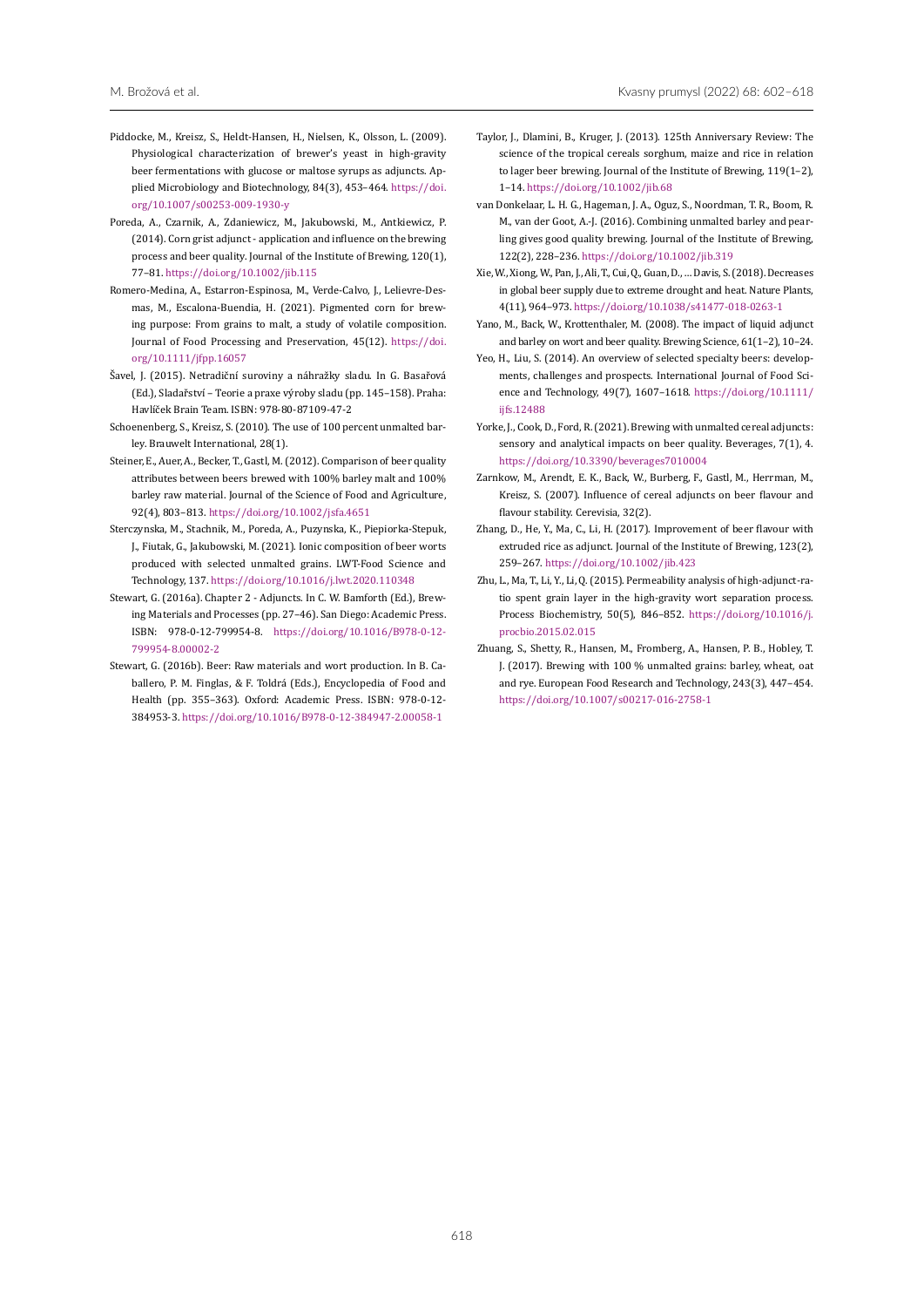Piddocke, M., Kreisz, S., Heldt-Hansen, H., Nielsen, K., Olsson, L. (2009). Physiological characterization of brewer's yeast in high-gravity beer fermentations with glucose or maltose syrups as adjuncts. Applied Microbiology and Biotechnology, 84(3), 453–464. https://doi.org/10.1007/s00253-009-1930-y

Poreda, A., Czarnik, A., Zdaniewicz, M., Jakubowski, M., Antkiewicz, P. (2014). Corn grist adjunct - application and influence on the brewing process and beer quality. Journal of the Institute of Brewing, 120(1), 77–81. https://doi.org/10.1002/jib.115

Romero-Medina, A., Estarron-Espinosa, M., Verde-Calvo, J., Lelievre-Desmas, M., Escalona-Buendia, H. (2021). Pigmented corn for brewing purpose: From grains to malt, a study of volatile composition. Journal of Food Processing and Preservation, 45(12). https://doi.org/10.1111/jfpp.16057

Šavel, J. (2015). Netradiční suroviny a náhražky sladu. In G. Basařová (Ed.), Sladařství – Teorie a praxe výroby sladu (pp. 145–158). Praha: Havlíček Brain Team. ISBN: 978-80-87109-47-2

Schoenenberg, S., Kreisz, S. (2010). The use of 100 percent unmalted barley. Brauwelt International, 28(1).

Steiner, E., Auer, A., Becker, T., Gastl, M. (2012). Comparison of beer quality attributes between beers brewed with 100% barley malt and 100% barley raw material. Journal of the Science of Food and Agriculture, 92(4), 803–813. https://doi.org/10.1002/jsfa.4651

Sterczynska, M., Stachnik, M., Poreda, A., Puzynska, K., Piepiorka-Stepuk, J., Fiutak, G., Jakubowski, M. (2021). Ionic composition of beer worts produced with selected unmalted grains. LWT-Food Science and Technology, 137. https://doi.org/10.1016/j.lwt.2020.110348

Stewart, G. (2016a). Chapter 2 - Adjuncts. In C. W. Bamforth (Ed.), Brewing Materials and Processes (pp. 27–46). San Diego: Academic Press. ISBN: 978-0-12-799954-8. https://doi.org/10.1016/B978-0-12-799954-8.00002-2

Stewart, G. (2016b). Beer: Raw materials and wort production. In B. Caballero, P. M. Finglas, & F. Toldrá (Eds.), Encyclopedia of Food and Health (pp. 355–363). Oxford: Academic Press. ISBN: 978-0-12-384953-3. https://doi.org/10.1016/B978-0-12-384947-2.00058-1

Taylor, J., Dlamini, B., Kruger, J. (2013). 125th Anniversary Review: The science of the tropical cereals sorghum, maize and rice in relation to lager beer brewing. Journal of the Institute of Brewing, 119(1–2), 1–14. https://doi.org/10.1002/jib.68

van Donkelaar, L. H. G., Hageman, J. A., Oguz, S., Noordman, T. R., Boom, R. M., van der Goot, A.-J. (2016). Combining unmalted barley and pearling gives good quality brewing. Journal of the Institute of Brewing, 122(2), 228–236. https://doi.org/10.1002/jib.319

Xie, W., Xiong, W., Pan, J., Ali, T., Cui, Q., Guan, D., … Davis, S. (2018). Decreases in global beer supply due to extreme drought and heat. Nature Plants, 4(11), 964–973. https://doi.org/10.1038/s41477-018-0263-1

Yano, M., Back, W., Krottenthaler, M. (2008). The impact of liquid adjunct and barley on wort and beer quality. Brewing Science, 61(1–2), 10–24.

Yeo, H., Liu, S. (2014). An overview of selected specialty beers: developments, challenges and prospects. International Journal of Food Science and Technology, 49(7), 1607–1618. https://doi.org/10.1111/ijfs.12488

Yorke, J., Cook, D., Ford, R. (2021). Brewing with unmalted cereal adjuncts: sensory and analytical impacts on beer quality. Beverages, 7(1), 4. https://doi.org/10.3390/beverages7010004

Zarnkow, M., Arendt, E. K., Back, W., Burberg, F., Gastl, M., Herrman, M., Kreisz, S. (2007). Influence of cereal adjuncts on beer flavour and flavour stability. Cerevisia, 32(2).

Zhang, D., He, Y., Ma, C., Li, H. (2017). Improvement of beer flavour with extruded rice as adjunct. Journal of the Institute of Brewing, 123(2), 259–267. https://doi.org/10.1002/jib.423

Zhu, L., Ma, T., Li, Y., Li, Q. (2015). Permeability analysis of high-adjunct-ratio spent grain layer in the high-gravity wort separation process. Process Biochemistry, 50(5), 846–852. https://doi.org/10.1016/j.procbio.2015.02.015

Zhuang, S., Shetty, R., Hansen, M., Fromberg, A., Hansen, P. B., Hobley, T. J. (2017). Brewing with 100 % unmalted grains: barley, wheat, oat and rye. European Food Research and Technology, 243(3), 447–454. https://doi.org/10.1007/s00217-016-2758-1